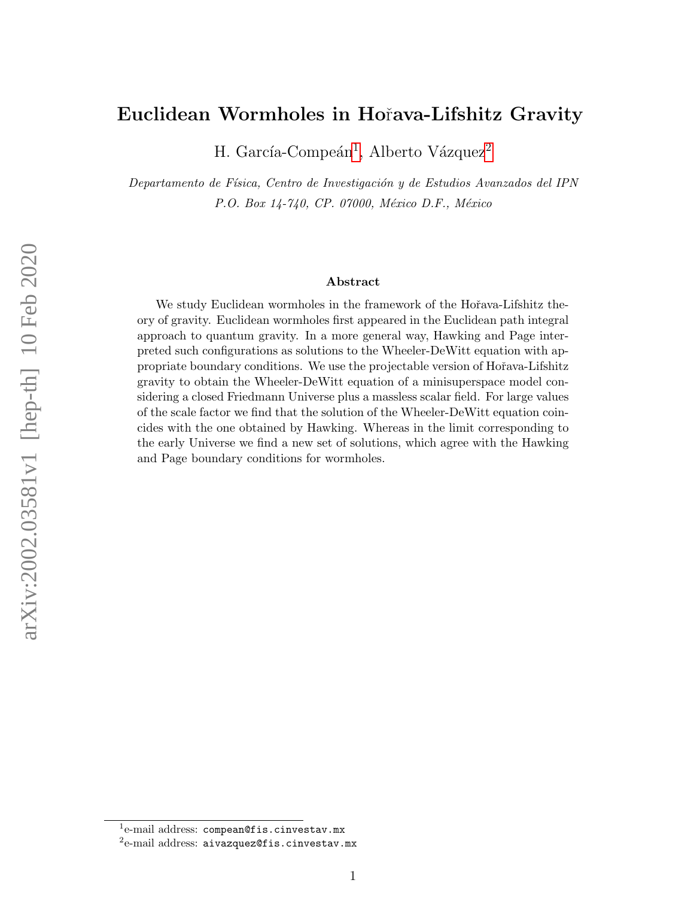# Euclidean Wormholes in Hořava-Lifshitz Gravity

H. García-Compeán[1], Alberto Vázquez[2]

*Departamento de Física, Centro de Investigación y de Estudios Avanzados del IPN*
*P.O. Box 14-740, CP. 07000, México D.F., México*

### Abstract

We study Euclidean wormholes in the framework of the Hořava-Lifshitz theory of gravity. Euclidean wormholes first appeared in the Euclidean path integral approach to quantum gravity. In a more general way, Hawking and Page interpreted such configurations as solutions to the Wheeler-DeWitt equation with appropriate boundary conditions. We use the projectable version of Hořava-Lifshitz gravity to obtain the Wheeler-DeWitt equation of a minisuperspace model considering a closed Friedmann Universe plus a massless scalar field. For large values of the scale factor we find that the solution of the Wheeler-DeWitt equation coincides with the one obtained by Hawking. Whereas in the limit corresponding to the early Universe we find a new set of solutions, which agree with the Hawking and Page boundary conditions for wormholes.

---

[1] e-mail address: `compean@fis.cinvestav.mx`

[2] e-mail address: `aivazquez@fis.cinvestav.mx`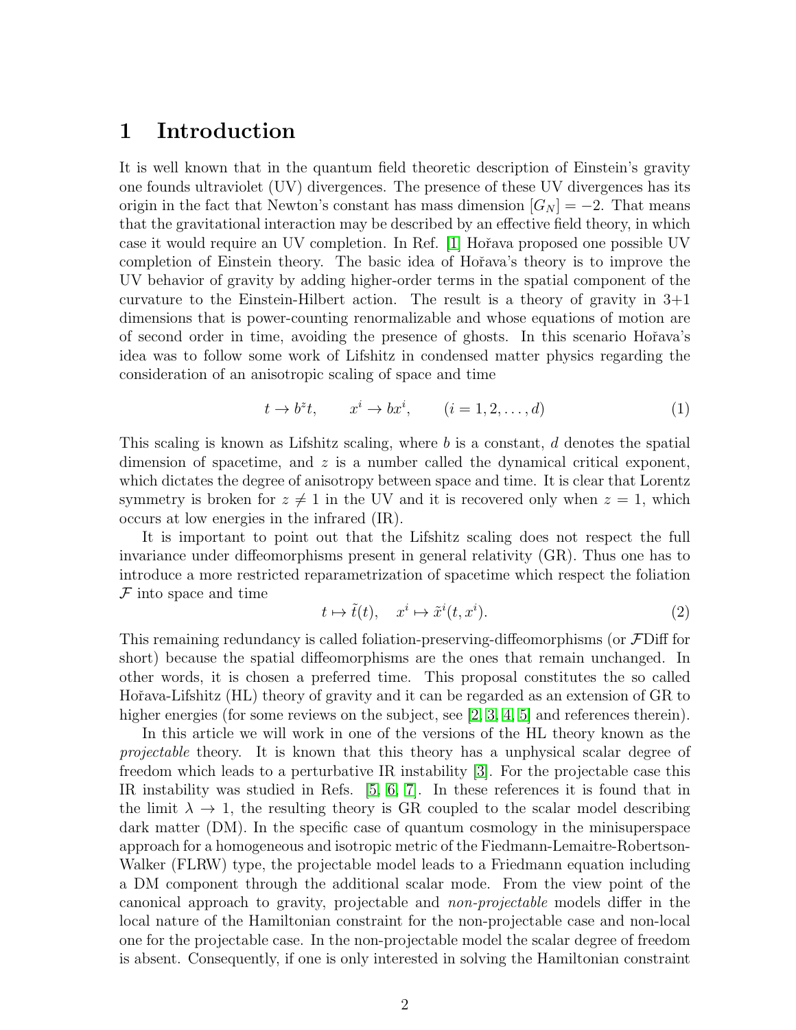# 1 Introduction

It is well known that in the quantum field theoretic description of Einstein's gravity one founds ultraviolet (UV) divergences. The presence of these UV divergences has its origin in the fact that Newton's constant has mass dimension $[G_N] = -2$. That means that the gravitational interaction may be described by an effective field theory, in which case it would require an UV completion. In Ref. [1] Hořava proposed one possible UV completion of Einstein theory. The basic idea of Hořava's theory is to improve the UV behavior of gravity by adding higher-order terms in the spatial component of the curvature to the Einstein-Hilbert action. The result is a theory of gravity in 3+1 dimensions that is power-counting renormalizable and whose equations of motion are of second order in time, avoiding the presence of ghosts. In this scenario Hořava's idea was to follow some work of Lifshitz in condensed matter physics regarding the consideration of an anisotropic scaling of space and time

$$t \to b^z t, \qquad x^i \to b x^i, \qquad (i = 1, 2, \ldots, d) \tag{1}$$

This scaling is known as Lifshitz scaling, where $b$ is a constant, $d$ denotes the spatial dimension of spacetime, and $z$ is a number called the dynamical critical exponent, which dictates the degree of anisotropy between space and time. It is clear that Lorentz symmetry is broken for $z \neq 1$ in the UV and it is recovered only when $z = 1$, which occurs at low energies in the infrared (IR).

It is important to point out that the Lifshitz scaling does not respect the full invariance under diffeomorphisms present in general relativity (GR). Thus one has to introduce a more restricted reparametrization of spacetime which respect the foliation $\mathcal{F}$ into space and time

$$t \mapsto \tilde{t}(t), \quad x^i \mapsto \tilde{x}^i(t, x^i). \tag{2}$$

This remaining redundancy is called foliation-preserving-diffeomorphisms (or $\mathcal{F}$Diff for short) because the spatial diffeomorphisms are the ones that remain unchanged. In other words, it is chosen a preferred time. This proposal constitutes the so called Hořava-Lifshitz (HL) theory of gravity and it can be regarded as an extension of GR to higher energies (for some reviews on the subject, see [2, 3, 4, 5] and references therein).

In this article we will work in one of the versions of the HL theory known as the *projectable* theory. It is known that this theory has a unphysical scalar degree of freedom which leads to a perturbative IR instability [3]. For the projectable case this IR instability was studied in Refs. [5, 6, 7]. In these references it is found that in the limit $\lambda \to 1$, the resulting theory is GR coupled to the scalar model describing dark matter (DM). In the specific case of quantum cosmology in the minisuperspace approach for a homogeneous and isotropic metric of the Fiedmann-Lemaitre-Robertson-Walker (FLRW) type, the projectable model leads to a Friedmann equation including a DM component through the additional scalar mode. From the view point of the canonical approach to gravity, projectable and *non-projectable* models differ in the local nature of the Hamiltonian constraint for the non-projectable case and non-local one for the projectable case. In the non-projectable model the scalar degree of freedom is absent. Consequently, if one is only interested in solving the Hamiltonian constraint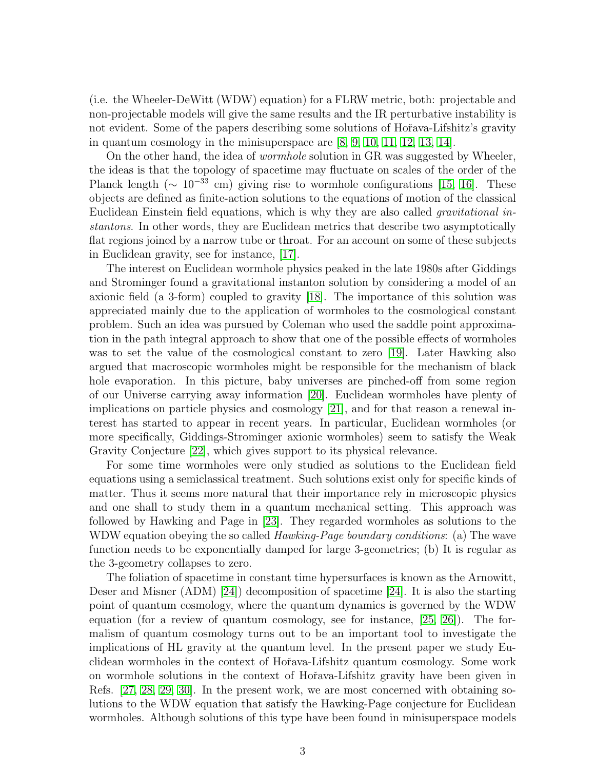(i.e. the Wheeler-DeWitt (WDW) equation) for a FLRW metric, both: projectable and non-projectable models will give the same results and the IR perturbative instability is not evident. Some of the papers describing some solutions of Hořava-Lifshitz's gravity in quantum cosmology in the minisuperspace are [8, 9, 10, 11, 12, 13, 14].

On the other hand, the idea of *wormhole* solution in GR was suggested by Wheeler, the ideas is that the topology of spacetime may fluctuate on scales of the order of the Planck length ($\sim 10^{-33}$ cm) giving rise to wormhole configurations [15, 16]. These objects are defined as finite-action solutions to the equations of motion of the classical Euclidean Einstein field equations, which is why they are also called *gravitational instantons*. In other words, they are Euclidean metrics that describe two asymptotically flat regions joined by a narrow tube or throat. For an account on some of these subjects in Euclidean gravity, see for instance, [17].

The interest on Euclidean wormhole physics peaked in the late 1980s after Giddings and Strominger found a gravitational instanton solution by considering a model of an axionic field (a 3-form) coupled to gravity [18]. The importance of this solution was appreciated mainly due to the application of wormholes to the cosmological constant problem. Such an idea was pursued by Coleman who used the saddle point approximation in the path integral approach to show that one of the possible effects of wormholes was to set the value of the cosmological constant to zero [19]. Later Hawking also argued that macroscopic wormholes might be responsible for the mechanism of black hole evaporation. In this picture, baby universes are pinched-off from some region of our Universe carrying away information [20]. Euclidean wormholes have plenty of implications on particle physics and cosmology [21], and for that reason a renewal interest has started to appear in recent years. In particular, Euclidean wormholes (or more specifically, Giddings-Strominger axionic wormholes) seem to satisfy the Weak Gravity Conjecture [22], which gives support to its physical relevance.

For some time wormholes were only studied as solutions to the Euclidean field equations using a semiclassical treatment. Such solutions exist only for specific kinds of matter. Thus it seems more natural that their importance rely in microscopic physics and one shall to study them in a quantum mechanical setting. This approach was followed by Hawking and Page in [23]. They regarded wormholes as solutions to the WDW equation obeying the so called *Hawking-Page boundary conditions*: (a) The wave function needs to be exponentially damped for large 3-geometries; (b) It is regular as the 3-geometry collapses to zero.

The foliation of spacetime in constant time hypersurfaces is known as the Arnowitt, Deser and Misner (ADM) [24]) decomposition of spacetime [24]. It is also the starting point of quantum cosmology, where the quantum dynamics is governed by the WDW equation (for a review of quantum cosmology, see for instance, [25, 26]). The formalism of quantum cosmology turns out to be an important tool to investigate the implications of HL gravity at the quantum level. In the present paper we study Euclidean wormholes in the context of Hořava-Lifshitz quantum cosmology. Some work on wormhole solutions in the context of Hořava-Lifshitz gravity have been given in Refs. [27, 28, 29, 30]. In the present work, we are most concerned with obtaining solutions to the WDW equation that satisfy the Hawking-Page conjecture for Euclidean wormholes. Although solutions of this type have been found in minisuperspace models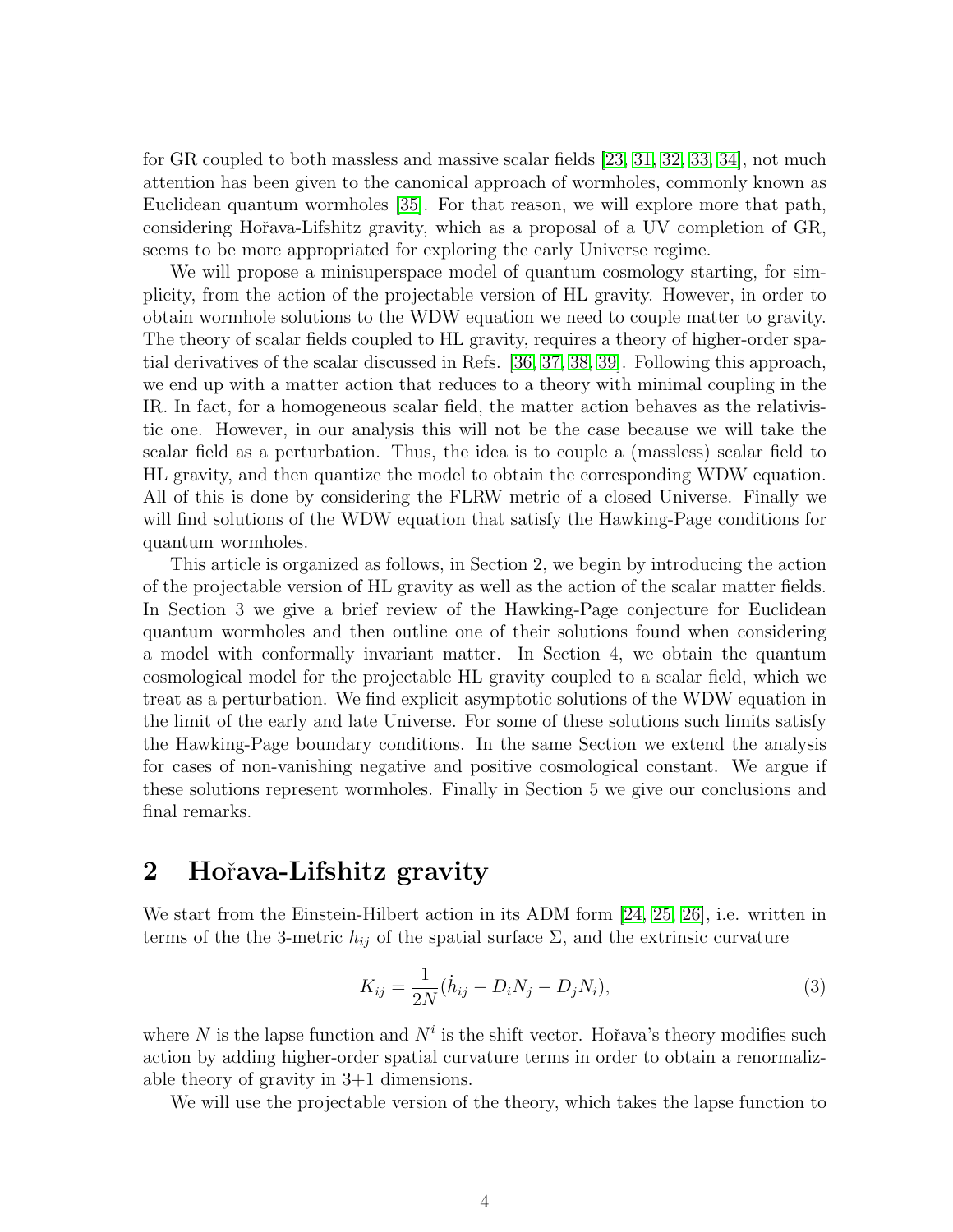for GR coupled to both massless and massive scalar fields [23, 31, 32, 33, 34], not much attention has been given to the canonical approach of wormholes, commonly known as Euclidean quantum wormholes [35]. For that reason, we will explore more that path, considering Hořava-Lifshitz gravity, which as a proposal of a UV completion of GR, seems to be more appropriated for exploring the early Universe regime.

We will propose a minisuperspace model of quantum cosmology starting, for simplicity, from the action of the projectable version of HL gravity. However, in order to obtain wormhole solutions to the WDW equation we need to couple matter to gravity. The theory of scalar fields coupled to HL gravity, requires a theory of higher-order spatial derivatives of the scalar discussed in Refs. [36, 37, 38, 39]. Following this approach, we end up with a matter action that reduces to a theory with minimal coupling in the IR. In fact, for a homogeneous scalar field, the matter action behaves as the relativistic one. However, in our analysis this will not be the case because we will take the scalar field as a perturbation. Thus, the idea is to couple a (massless) scalar field to HL gravity, and then quantize the model to obtain the corresponding WDW equation. All of this is done by considering the FLRW metric of a closed Universe. Finally we will find solutions of the WDW equation that satisfy the Hawking-Page conditions for quantum wormholes.

This article is organized as follows, in Section 2, we begin by introducing the action of the projectable version of HL gravity as well as the action of the scalar matter fields. In Section 3 we give a brief review of the Hawking-Page conjecture for Euclidean quantum wormholes and then outline one of their solutions found when considering a model with conformally invariant matter. In Section 4, we obtain the quantum cosmological model for the projectable HL gravity coupled to a scalar field, which we treat as a perturbation. We find explicit asymptotic solutions of the WDW equation in the limit of the early and late Universe. For some of these solutions such limits satisfy the Hawking-Page boundary conditions. In the same Section we extend the analysis for cases of non-vanishing negative and positive cosmological constant. We argue if these solutions represent wormholes. Finally in Section 5 we give our conclusions and final remarks.

## 2 Hořava-Lifshitz gravity

We start from the Einstein-Hilbert action in its ADM form [24, 25, 26], i.e. written in terms of the the 3-metric $h_{ij}$ of the spatial surface $\Sigma$, and the extrinsic curvature

$$K_{ij} = \frac{1}{2N}(\dot{h}_{ij} - D_i N_j - D_j N_i), \tag{3}$$

where $N$ is the lapse function and $N^i$ is the shift vector. Hořava's theory modifies such action by adding higher-order spatial curvature terms in order to obtain a renormalizable theory of gravity in 3+1 dimensions.

We will use the projectable version of the theory, which takes the lapse function to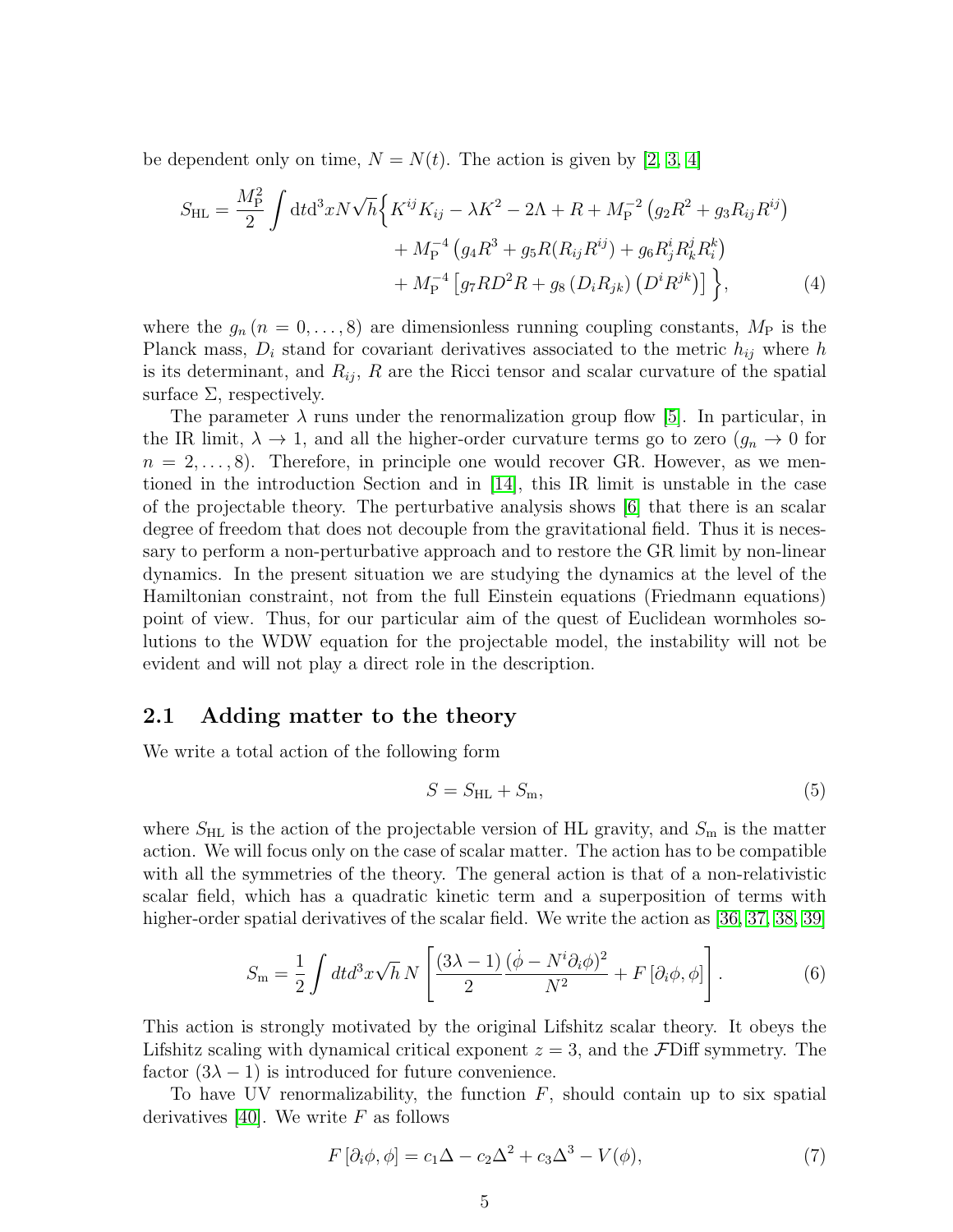be dependent only on time, $N = N(t)$. The action is given by [2, 3, 4]

$$
\begin{aligned}
S_{\rm HL} = \frac{M_{\rm P}^2}{2}\int {\rm d}t{\rm d}^3x N\sqrt{h}\Big\{ & K^{ij}K_{ij} - \lambda K^2 - 2\Lambda + R + M_{\rm P}^{-2}\left(g_2 R^2 + g_3 R_{ij}R^{ij}\right) \\
& + M_{\rm P}^{-4}\left(g_4 R^3 + g_5 R(R_{ij}R^{ij}) + g_6 R^i_j R^j_k R^k_i\right) \\
& + M_{\rm P}^{-4}\left[g_7 R D^2 R + g_8 \left(D_i R_{jk}\right)\left(D^i R^{jk}\right)\right]\Big\}, \qquad (4)
\end{aligned}
$$

where the $g_n$ ($n = 0, \ldots, 8$) are dimensionless running coupling constants, $M_{\rm P}$ is the Planck mass, $D_i$ stand for covariant derivatives associated to the metric $h_{ij}$ where $h$ is its determinant, and $R_{ij}$, $R$ are the Ricci tensor and scalar curvature of the spatial surface $\Sigma$, respectively.

The parameter $\lambda$ runs under the renormalization group flow [5]. In particular, in the IR limit, $\lambda \to 1$, and all the higher-order curvature terms go to zero ($g_n \to 0$ for $n = 2, \ldots, 8$). Therefore, in principle one would recover GR. However, as we mentioned in the introduction Section and in [14], this IR limit is unstable in the case of the projectable theory. The perturbative analysis shows [6] that there is an scalar degree of freedom that does not decouple from the gravitational field. Thus it is necessary to perform a non-perturbative approach and to restore the GR limit by non-linear dynamics. In the present situation we are studying the dynamics at the level of the Hamiltonian constraint, not from the full Einstein equations (Friedmann equations) point of view. Thus, for our particular aim of the quest of Euclidean wormholes solutions to the WDW equation for the projectable model, the instability will not be evident and will not play a direct role in the description.

## 2.1 Adding matter to the theory

We write a total action of the following form

$$
S = S_{\rm HL} + S_{\rm m}, \qquad (5)
$$

where $S_{\rm HL}$ is the action of the projectable version of HL gravity, and $S_{\rm m}$ is the matter action. We will focus only on the case of scalar matter. The action has to be compatible with all the symmetries of the theory. The general action is that of a non-relativistic scalar field, which has a quadratic kinetic term and a superposition of terms with higher-order spatial derivatives of the scalar field. We write the action as [36, 37, 38, 39]

$$
S_{\rm m} = \frac{1}{2}\int dt d^3x\sqrt{h}\, N\left[\frac{(3\lambda-1)}{2}\frac{(\dot{\phi} - N^i\partial_i\phi)^2}{N^2} + F\left[\partial_i\phi, \phi\right]\right]. \qquad (6)
$$

This action is strongly motivated by the original Lifshitz scalar theory. It obeys the Lifshitz scaling with dynamical critical exponent $z = 3$, and the $\mathcal{F}$Diff symmetry. The factor $(3\lambda - 1)$ is introduced for future convenience.

To have UV renormalizability, the function $F$, should contain up to six spatial derivatives [40]. We write $F$ as follows

$$
F\left[\partial_i\phi, \phi\right] = c_1\Delta - c_2\Delta^2 + c_3\Delta^3 - V(\phi), \qquad (7)
$$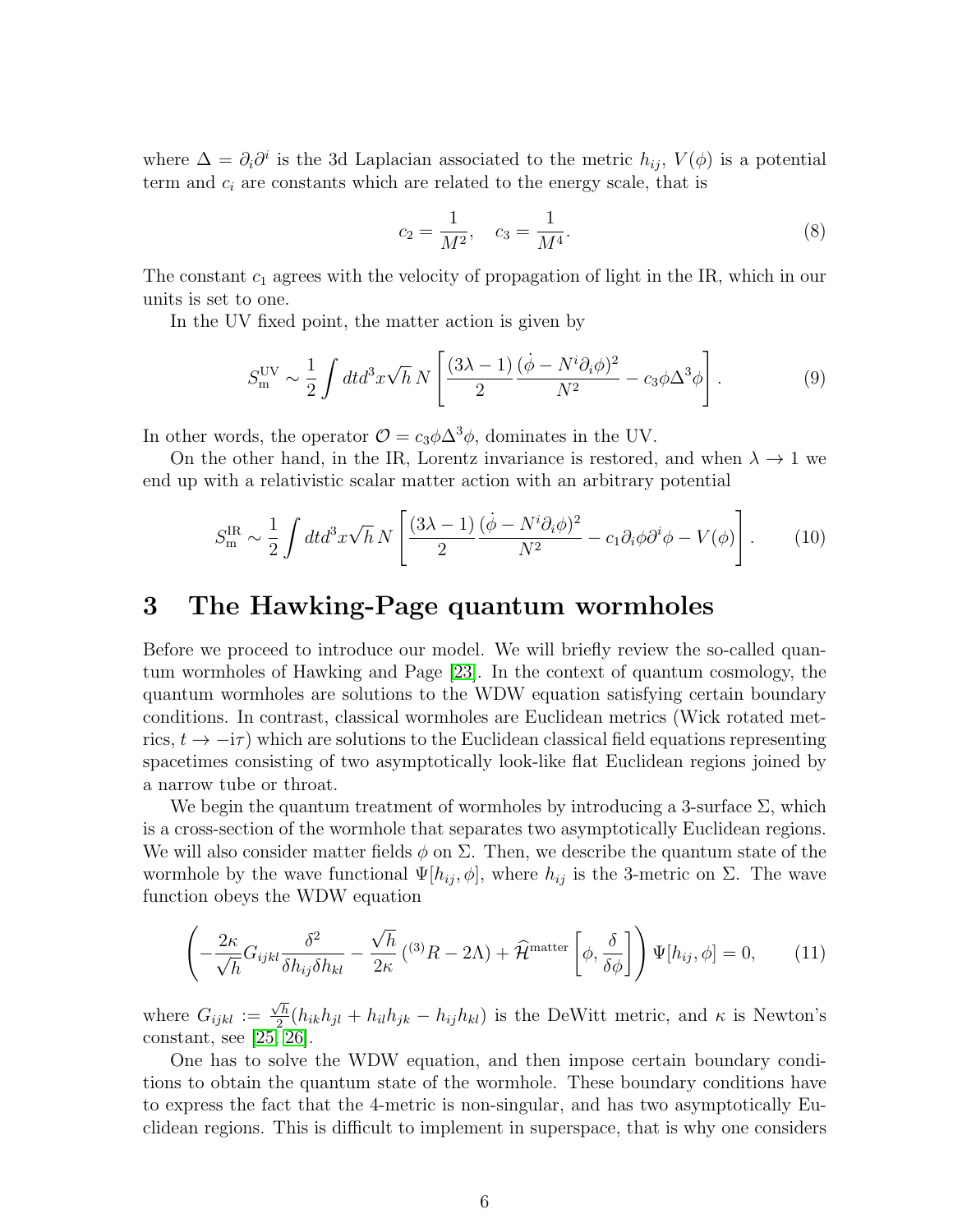where $\Delta = \partial_i \partial^i$ is the 3d Laplacian associated to the metric $h_{ij}$, $V(\phi)$ is a potential term and $c_i$ are constants which are related to the energy scale, that is

$$c_2 = \frac{1}{M^2}, \quad c_3 = \frac{1}{M^4}. \tag{8}$$

The constant $c_1$ agrees with the velocity of propagation of light in the IR, which in our units is set to one.

In the UV fixed point, the matter action is given by

$$S_{\rm m}^{\rm UV} \sim \frac{1}{2}\int dt d^3x \sqrt{h}\, N \left[ \frac{(3\lambda - 1)}{2} \frac{(\dot{\phi} - N^i \partial_i \phi)^2}{N^2} - c_3 \phi \Delta^3 \phi \right]. \tag{9}$$

In other words, the operator $\mathcal{O} = c_3 \phi \Delta^3 \phi$, dominates in the UV.

On the other hand, in the IR, Lorentz invariance is restored, and when $\lambda \to 1$ we end up with a relativistic scalar matter action with an arbitrary potential

$$S_{\rm m}^{\rm IR} \sim \frac{1}{2}\int dt d^3x \sqrt{h}\, N \left[ \frac{(3\lambda - 1)}{2} \frac{(\dot{\phi} - N^i \partial_i \phi)^2}{N^2} - c_1 \partial_i \phi \partial^i \phi - V(\phi) \right]. \tag{10}$$

# 3 The Hawking-Page quantum wormholes

Before we proceed to introduce our model. We will briefly review the so-called quantum wormholes of Hawking and Page [23]. In the context of quantum cosmology, the quantum wormholes are solutions to the WDW equation satisfying certain boundary conditions. In contrast, classical wormholes are Euclidean metrics (Wick rotated metrics, $t \to -\mathrm{i}\tau$) which are solutions to the Euclidean classical field equations representing spacetimes consisting of two asymptotically look-like flat Euclidean regions joined by a narrow tube or throat.

We begin the quantum treatment of wormholes by introducing a 3-surface $\Sigma$, which is a cross-section of the wormhole that separates two asymptotically Euclidean regions. We will also consider matter fields $\phi$ on $\Sigma$. Then, we describe the quantum state of the wormhole by the wave functional $\Psi[h_{ij}, \phi]$, where $h_{ij}$ is the 3-metric on $\Sigma$. The wave function obeys the WDW equation

$$\left( -\frac{2\kappa}{\sqrt{h}} G_{ijkl} \frac{\delta^2}{\delta h_{ij} \delta h_{kl}} - \frac{\sqrt{h}}{2\kappa} \left( {}^{(3)}R - 2\Lambda \right) + \widehat{\mathcal{H}}^{\rm matter}\left[ \phi, \frac{\delta}{\delta \phi} \right] \right) \Psi[h_{ij}, \phi] = 0, \tag{11}$$

where $G_{ijkl} := \frac{\sqrt{h}}{2}(h_{ik}h_{jl} + h_{il}h_{jk} - h_{ij}h_{kl})$ is the DeWitt metric, and $\kappa$ is Newton's constant, see [25, 26].

One has to solve the WDW equation, and then impose certain boundary conditions to obtain the quantum state of the wormhole. These boundary conditions have to express the fact that the 4-metric is non-singular, and has two asymptotically Euclidean regions. This is difficult to implement in superspace, that is why one considers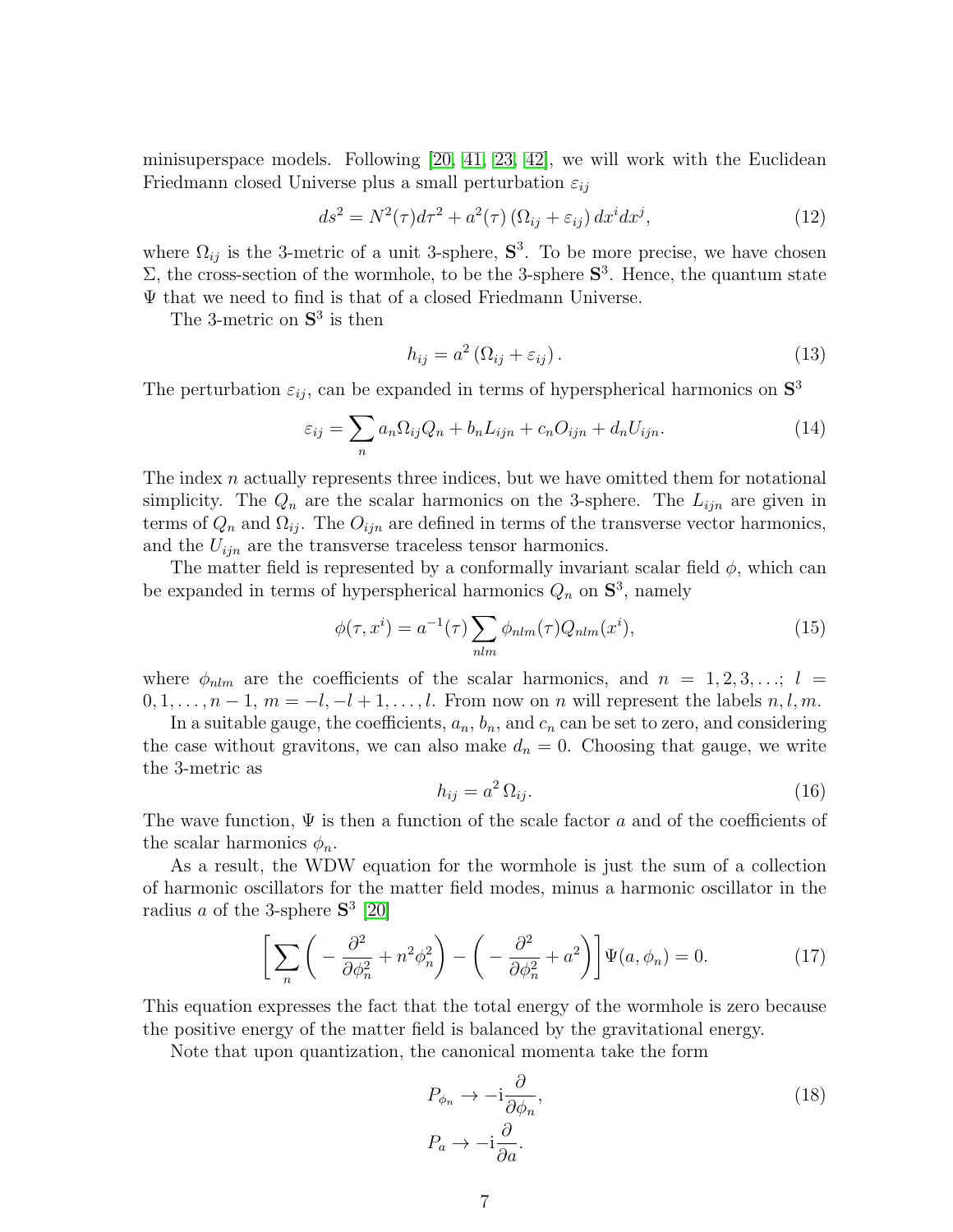minisuperspace models. Following [20, 41, 23, 42], we will work with the Euclidean Friedmann closed Universe plus a small perturbation $\varepsilon_{ij}$

$$ds^2 = N^2(\tau)d\tau^2 + a^2(\tau)\left(\Omega_{ij} + \varepsilon_{ij}\right)dx^i dx^j, \tag{12}$$

where $\Omega_{ij}$ is the 3-metric of a unit 3-sphere, $\mathbf{S}^3$. To be more precise, we have chosen $\Sigma$, the cross-section of the wormhole, to be the 3-sphere $\mathbf{S}^3$. Hence, the quantum state $\Psi$ that we need to find is that of a closed Friedmann Universe.

The 3-metric on $\mathbf{S}^3$ is then

$$h_{ij} = a^2\left(\Omega_{ij} + \varepsilon_{ij}\right). \tag{13}$$

The perturbation $\varepsilon_{ij}$, can be expanded in terms of hyperspherical harmonics on $\mathbf{S}^3$

$$\varepsilon_{ij} = \sum_n a_n \Omega_{ij} Q_n + b_n L_{ijn} + c_n O_{ijn} + d_n U_{ijn}. \tag{14}$$

The index $n$ actually represents three indices, but we have omitted them for notational simplicity. The $Q_n$ are the scalar harmonics on the 3-sphere. The $L_{ijn}$ are given in terms of $Q_n$ and $\Omega_{ij}$. The $O_{ijn}$ are defined in terms of the transverse vector harmonics, and the $U_{ijn}$ are the transverse traceless tensor harmonics.

The matter field is represented by a conformally invariant scalar field $\phi$, which can be expanded in terms of hyperspherical harmonics $Q_n$ on $\mathbf{S}^3$, namely

$$\phi(\tau, x^i) = a^{-1}(\tau)\sum_{nlm}\phi_{nlm}(\tau)Q_{nlm}(x^i), \tag{15}$$

where $\phi_{nlm}$ are the coefficients of the scalar harmonics, and $n = 1, 2, 3, \ldots$; $l = 0, 1, \ldots, n-1$, $m = -l, -l+1, \ldots, l$. From now on $n$ will represent the labels $n, l, m$.

In a suitable gauge, the coefficients, $a_n$, $b_n$, and $c_n$ can be set to zero, and considering the case without gravitons, we can also make $d_n = 0$. Choosing that gauge, we write the 3-metric as

$$h_{ij} = a^2\,\Omega_{ij}. \tag{16}$$

The wave function, $\Psi$ is then a function of the scale factor $a$ and of the coefficients of the scalar harmonics $\phi_n$.

As a result, the WDW equation for the wormhole is just the sum of a collection of harmonic oscillators for the matter field modes, minus a harmonic oscillator in the radius $a$ of the 3-sphere $\mathbf{S}^3$ [20]

$$\left[\sum_n\left(-\frac{\partial^2}{\partial\phi_n^2} + n^2\phi_n^2\right) - \left(-\frac{\partial^2}{\partial\phi_n^2} + a^2\right)\right]\Psi(a, \phi_n) = 0. \tag{17}$$

This equation expresses the fact that the total energy of the wormhole is zero because the positive energy of the matter field is balanced by the gravitational energy.

Note that upon quantization, the canonical momenta take the form

$$\begin{aligned} P_{\phi_n} &\to -\mathrm{i}\frac{\partial}{\partial\phi_n}, \\ P_a &\to -\mathrm{i}\frac{\partial}{\partial a}. \end{aligned} \tag{18}$$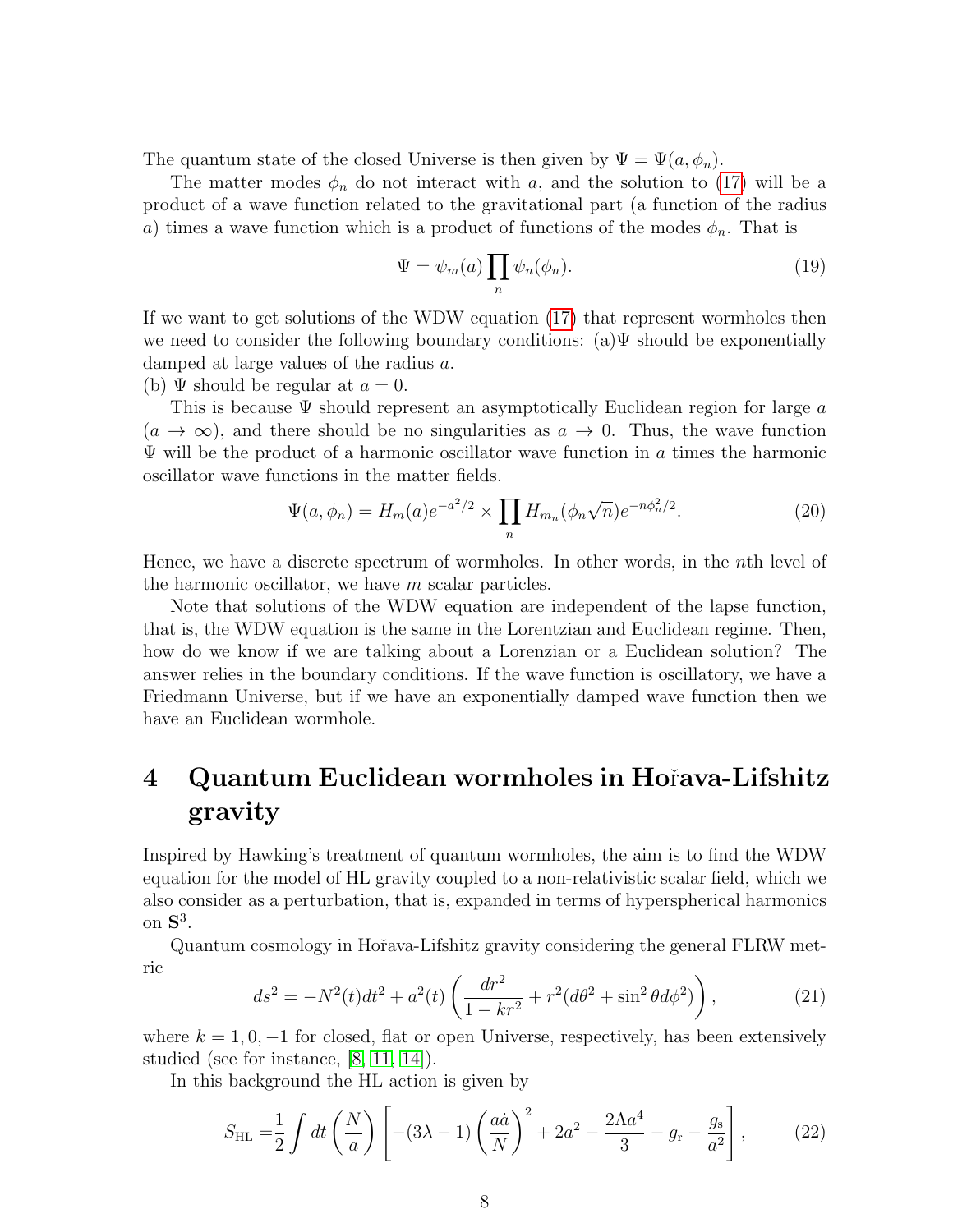The quantum state of the closed Universe is then given by $\Psi = \Psi(a, \phi_n)$.

The matter modes $\phi_n$ do not interact with $a$, and the solution to (17) will be a product of a wave function related to the gravitational part (a function of the radius $a$) times a wave function which is a product of functions of the modes $\phi_n$. That is

$$\Psi = \psi_m(a) \prod_n \psi_n(\phi_n). \tag{19}$$

If we want to get solutions of the WDW equation (17) that represent wormholes then we need to consider the following boundary conditions: (a)$\Psi$ should be exponentially damped at large values of the radius $a$.
(b) $\Psi$ should be regular at $a = 0$.

This is because $\Psi$ should represent an asymptotically Euclidean region for large $a$ ($a \to \infty$), and there should be no singularities as $a \to 0$. Thus, the wave function $\Psi$ will be the product of a harmonic oscillator wave function in $a$ times the harmonic oscillator wave functions in the matter fields.

$$\Psi(a, \phi_n) = H_m(a) e^{-a^2/2} \times \prod_n H_{m_n}(\phi_n \sqrt{n}) e^{-n\phi_n^2/2}. \tag{20}$$

Hence, we have a discrete spectrum of wormholes. In other words, in the $n$th level of the harmonic oscillator, we have $m$ scalar particles.

Note that solutions of the WDW equation are independent of the lapse function, that is, the WDW equation is the same in the Lorentzian and Euclidean regime. Then, how do we know if we are talking about a Lorenzian or a Euclidean solution? The answer relies in the boundary conditions. If the wave function is oscillatory, we have a Friedmann Universe, but if we have an exponentially damped wave function then we have an Euclidean wormhole.

# 4 Quantum Euclidean wormholes in Hořava-Lifshitz gravity

Inspired by Hawking's treatment of quantum wormholes, the aim is to find the WDW equation for the model of HL gravity coupled to a non-relativistic scalar field, which we also consider as a perturbation, that is, expanded in terms of hyperspherical harmonics on $\mathbf{S}^3$.

Quantum cosmology in Hořava-Lifshitz gravity considering the general FLRW metric

$$ds^2 = -N^2(t)dt^2 + a^2(t)\left(\frac{dr^2}{1-kr^2} + r^2(d\theta^2 + \sin^2\theta d\phi^2)\right), \tag{21}$$

where $k = 1, 0, -1$ for closed, flat or open Universe, respectively, has been extensively studied (see for instance, [8, 11, 14]).

In this background the HL action is given by

$$S_{\text{HL}} = \frac{1}{2}\int dt \left(\frac{N}{a}\right)\left[-(3\lambda - 1)\left(\frac{a\dot{a}}{N}\right)^2 + 2a^2 - \frac{2\Lambda a^4}{3} - g_{\text{r}} - \frac{g_{\text{s}}}{a^2}\right], \tag{22}$$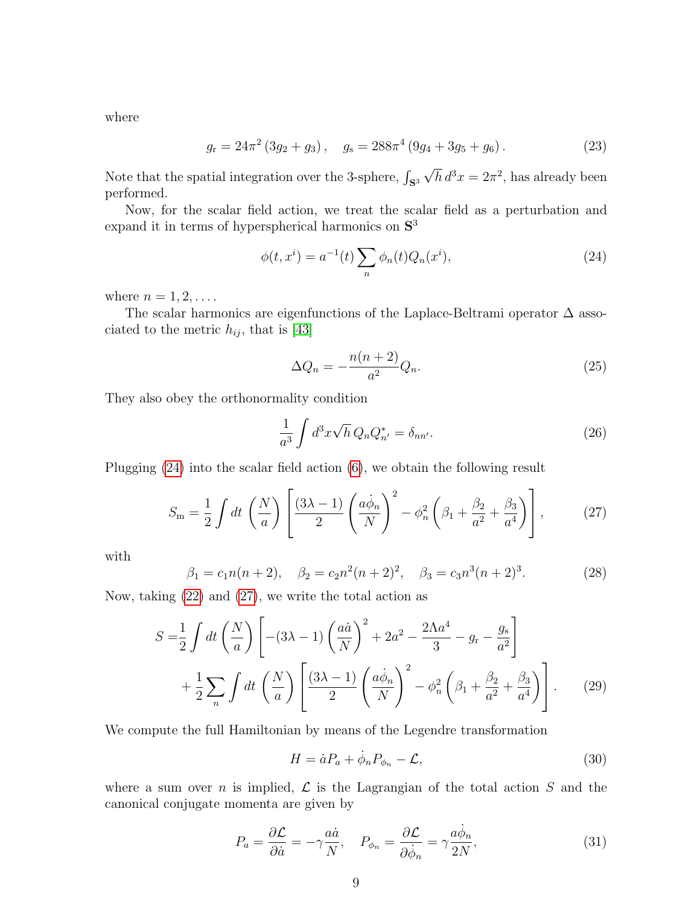where

$$g_{\rm r} = 24\pi^2\left(3g_2 + g_3\right), \quad g_{\rm s} = 288\pi^4\left(9g_4 + 3g_5 + g_6\right). \tag{23}$$

Note that the spatial integration over the 3-sphere, $\int_{\mathbf{S}^3} \sqrt{h}\, d^3x = 2\pi^2$, has already been performed.

Now, for the scalar field action, we treat the scalar field as a perturbation and expand it in terms of hyperspherical harmonics on $\mathbf{S}^3$

$$\phi(t, x^i) = a^{-1}(t) \sum_n \phi_n(t) Q_n(x^i), \tag{24}$$

where $n = 1, 2, \ldots$.

The scalar harmonics are eigenfunctions of the Laplace-Beltrami operator $\Delta$ associated to the metric $h_{ij}$, that is [43]

$$\Delta Q_n = -\frac{n(n+2)}{a^2} Q_n. \tag{25}$$

They also obey the orthonormality condition

$$\frac{1}{a^3}\int d^3x \sqrt{h}\, Q_n Q^*_{n'} = \delta_{nn'}. \tag{26}$$

Plugging (24) into the scalar field action (6), we obtain the following result

$$S_{\rm m} = \frac{1}{2}\int dt \left(\frac{N}{a}\right)\left[\frac{(3\lambda - 1)}{2}\left(\frac{a\dot{\phi}_n}{N}\right)^2 - \phi_n^2\left(\beta_1 + \frac{\beta_2}{a^2} + \frac{\beta_3}{a^4}\right)\right], \tag{27}$$

with

$$\beta_1 = c_1 n(n+2), \quad \beta_2 = c_2 n^2(n+2)^2, \quad \beta_3 = c_3 n^3(n+2)^3. \tag{28}$$

Now, taking (22) and (27), we write the total action as

$$\begin{aligned} S =& \frac{1}{2}\int dt \left(\frac{N}{a}\right)\left[-(3\lambda - 1)\left(\frac{a\dot{a}}{N}\right)^2 + 2a^2 - \frac{2\Lambda a^4}{3} - g_{\rm r} - \frac{g_{\rm s}}{a^2}\right] \\ &+ \frac{1}{2}\sum_n \int dt \left(\frac{N}{a}\right)\left[\frac{(3\lambda - 1)}{2}\left(\frac{a\dot{\phi}_n}{N}\right)^2 - \phi_n^2\left(\beta_1 + \frac{\beta_2}{a^2} + \frac{\beta_3}{a^4}\right)\right]. \end{aligned} \tag{29}$$

We compute the full Hamiltonian by means of the Legendre transformation

$$H = \dot{a}P_a + \dot{\phi}_n P_{\phi_n} - \mathcal{L}, \tag{30}$$

where a sum over $n$ is implied, $\mathcal{L}$ is the Lagrangian of the total action $S$ and the canonical conjugate momenta are given by

$$P_a = \frac{\partial \mathcal{L}}{\partial \dot{a}} = -\gamma \frac{a\dot{a}}{N}, \quad P_{\phi_n} = \frac{\partial \mathcal{L}}{\partial \dot{\phi}_n} = \gamma \frac{a\dot{\phi}_n}{2N}, \tag{31}$$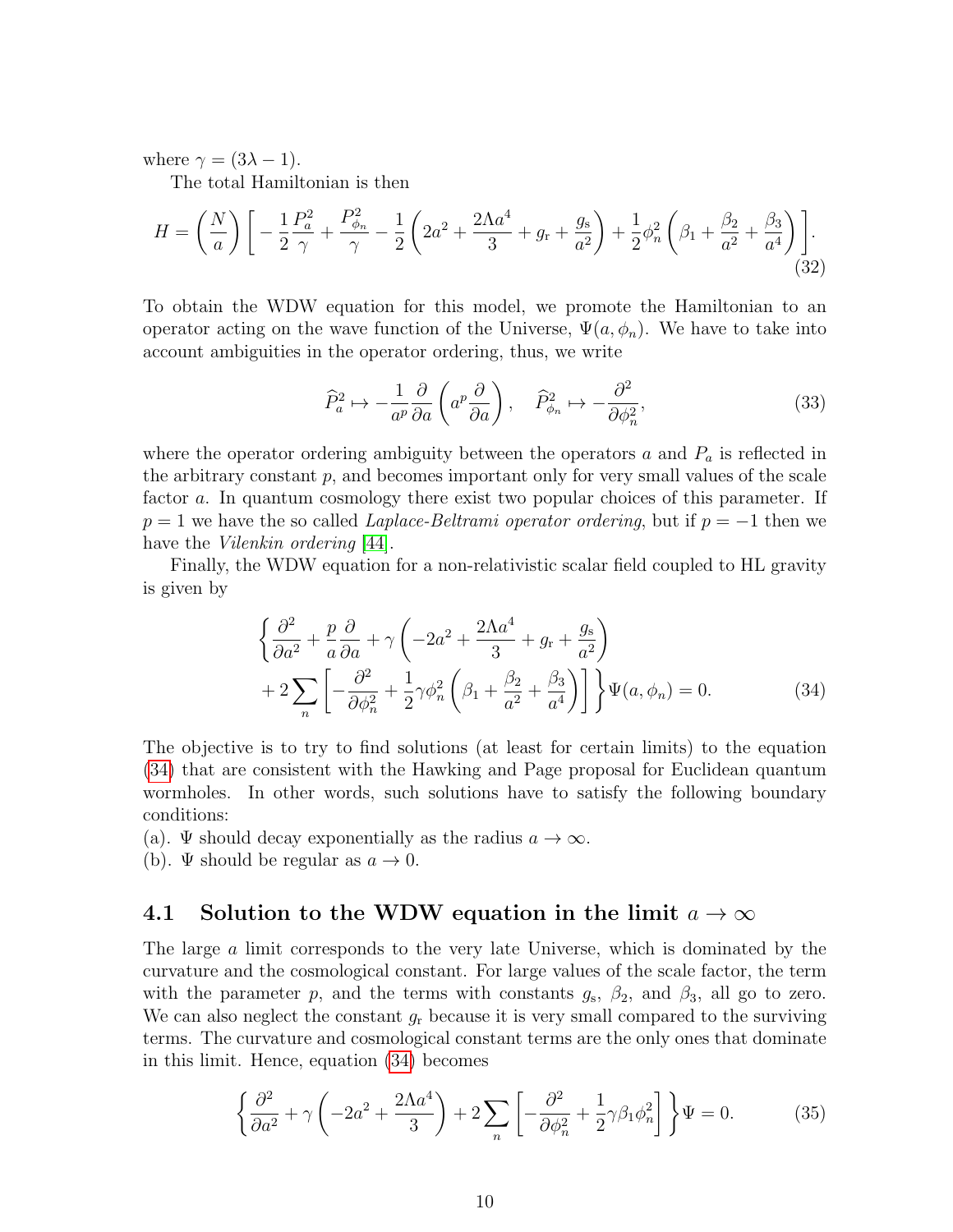where $\gamma = (3\lambda - 1)$.

The total Hamiltonian is then

$$H = \left(\frac{N}{a}\right)\left[-\frac{1}{2}\frac{P_a^2}{\gamma} + \frac{P_{\phi_n}^2}{\gamma} - \frac{1}{2}\left(2a^2 + \frac{2\Lambda a^4}{3} + g_{\rm r} + \frac{g_{\rm s}}{a^2}\right) + \frac{1}{2}\phi_n^2\left(\beta_1 + \frac{\beta_2}{a^2} + \frac{\beta_3}{a^4}\right)\right]. \tag{32}$$

To obtain the WDW equation for this model, we promote the Hamiltonian to an operator acting on the wave function of the Universe, $\Psi(a, \phi_n)$. We have to take into account ambiguities in the operator ordering, thus, we write

$$\widehat{P}_a^2 \mapsto -\frac{1}{a^p}\frac{\partial}{\partial a}\left(a^p \frac{\partial}{\partial a}\right), \quad \widehat{P}_{\phi_n}^2 \mapsto -\frac{\partial^2}{\partial \phi_n^2}, \tag{33}$$

where the operator ordering ambiguity between the operators $a$ and $P_a$ is reflected in the arbitrary constant $p$, and becomes important only for very small values of the scale factor $a$. In quantum cosmology there exist two popular choices of this parameter. If $p = 1$ we have the so called *Laplace-Beltrami operator ordering*, but if $p = -1$ then we have the *Vilenkin ordering* [44].

Finally, the WDW equation for a non-relativistic scalar field coupled to HL gravity is given by

$$\begin{aligned}&\left\{\frac{\partial^2}{\partial a^2} + \frac{p}{a}\frac{\partial}{\partial a} + \gamma\left(-2a^2 + \frac{2\Lambda a^4}{3} + g_{\rm r} + \frac{g_{\rm s}}{a^2}\right)\right.\\ &\left.+ 2\sum_n\left[-\frac{\partial^2}{\partial \phi_n^2} + \frac{1}{2}\gamma\phi_n^2\left(\beta_1 + \frac{\beta_2}{a^2} + \frac{\beta_3}{a^4}\right)\right]\right\}\Psi(a, \phi_n) = 0.\end{aligned} \tag{34}$$

The objective is to try to find solutions (at least for certain limits) to the equation (34) that are consistent with the Hawking and Page proposal for Euclidean quantum wormholes. In other words, such solutions have to satisfy the following boundary conditions:

(a). $\Psi$ should decay exponentially as the radius $a \to \infty$.

(b). $\Psi$ should be regular as $a \to 0$.

### 4.1 Solution to the WDW equation in the limit $a \to \infty$

The large $a$ limit corresponds to the very late Universe, which is dominated by the curvature and the cosmological constant. For large values of the scale factor, the term with the parameter $p$, and the terms with constants $g_{\rm s}$, $\beta_2$, and $\beta_3$, all go to zero. We can also neglect the constant $g_{\rm r}$ because it is very small compared to the surviving terms. The curvature and cosmological constant terms are the only ones that dominate in this limit. Hence, equation (34) becomes

$$\left\{\frac{\partial^2}{\partial a^2} + \gamma\left(-2a^2 + \frac{2\Lambda a^4}{3}\right) + 2\sum_n\left[-\frac{\partial^2}{\partial \phi_n^2} + \frac{1}{2}\gamma\beta_1\phi_n^2\right]\right\}\Psi = 0. \tag{35}$$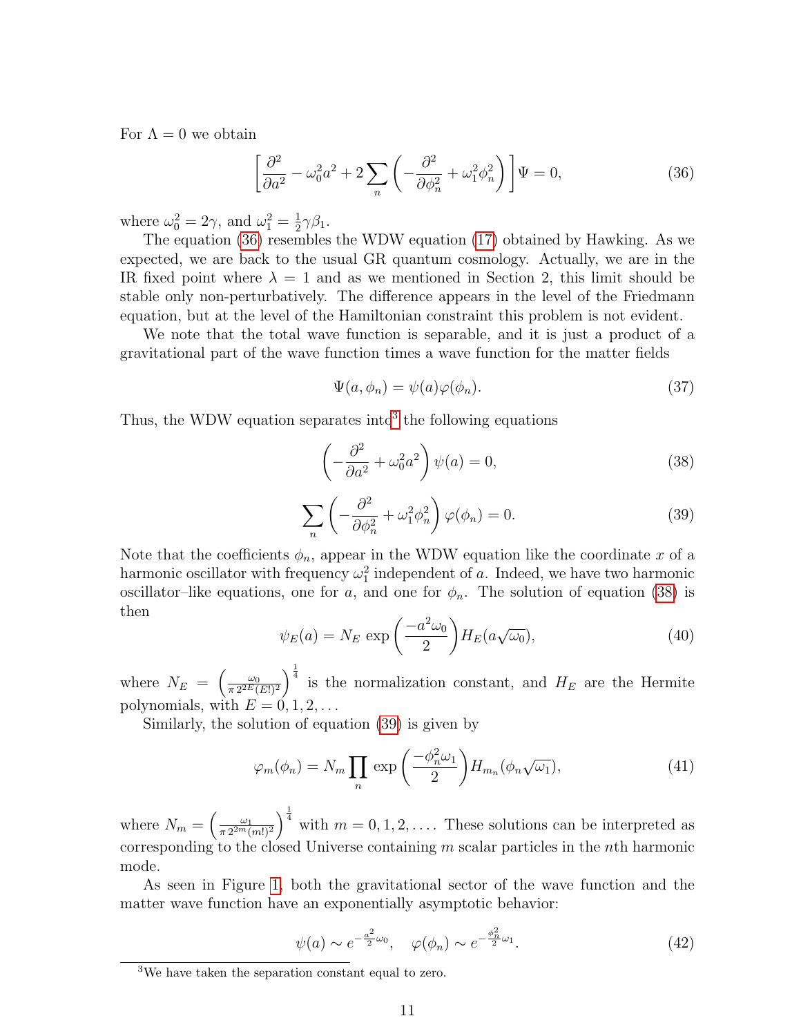For $\Lambda = 0$ we obtain

$$\left[\frac{\partial^2}{\partial a^2} - \omega_0^2 a^2 + 2\sum_n \left(-\frac{\partial^2}{\partial \phi_n^2} + \omega_1^2 \phi_n^2\right)\right]\Psi = 0, \tag{36}$$

where $\omega_0^2 = 2\gamma$, and $\omega_1^2 = \frac{1}{2}\gamma\beta_1$.

The equation (36) resembles the WDW equation (17) obtained by Hawking. As we expected, we are back to the usual GR quantum cosmology. Actually, we are in the IR fixed point where $\lambda = 1$ and as we mentioned in Section 2, this limit should be stable only non-perturbatively. The difference appears in the level of the Friedmann equation, but at the level of the Hamiltonian constraint this problem is not evident.

We note that the total wave function is separable, and it is just a product of a gravitational part of the wave function times a wave function for the matter fields

$$\Psi(a, \phi_n) = \psi(a)\varphi(\phi_n). \tag{37}$$

Thus, the WDW equation separates into[3] the following equations

$$\left(-\frac{\partial^2}{\partial a^2} + \omega_0^2 a^2\right)\psi(a) = 0, \tag{38}$$

$$\sum_n \left(-\frac{\partial^2}{\partial \phi_n^2} + \omega_1^2 \phi_n^2\right)\varphi(\phi_n) = 0. \tag{39}$$

Note that the coefficients $\phi_n$, appear in the WDW equation like the coordinate $x$ of a harmonic oscillator with frequency $\omega_1^2$ independent of $a$. Indeed, we have two harmonic oscillator–like equations, one for $a$, and one for $\phi_n$. The solution of equation (38) is then

$$\psi_E(a) = N_E \exp\left(\frac{-a^2\omega_0}{2}\right) H_E(a\sqrt{\omega_0}), \tag{40}$$

where $N_E = \left(\frac{\omega_0}{\pi\, 2^{2E}(E!)^2}\right)^{\frac{1}{4}}$ is the normalization constant, and $H_E$ are the Hermite polynomials, with $E = 0, 1, 2, \ldots$

Similarly, the solution of equation (39) is given by

$$\varphi_m(\phi_n) = N_m \prod_n \exp\left(\frac{-\phi_n^2\omega_1}{2}\right) H_{m_n}(\phi_n\sqrt{\omega_1}), \tag{41}$$

where $N_m = \left(\frac{\omega_1}{\pi\, 2^{2m}(m!)^2}\right)^{\frac{1}{4}}$ with $m = 0, 1, 2, \ldots$. These solutions can be interpreted as corresponding to the closed Universe containing $m$ scalar particles in the $n$th harmonic mode.

As seen in Figure 1, both the gravitational sector of the wave function and the matter wave function have an exponentially asymptotic behavior:

$$\psi(a) \sim e^{-\frac{a^2}{2}\omega_0}, \quad \varphi(\phi_n) \sim e^{-\frac{\phi_n^2}{2}\omega_1}. \tag{42}$$

[3] We have taken the separation constant equal to zero.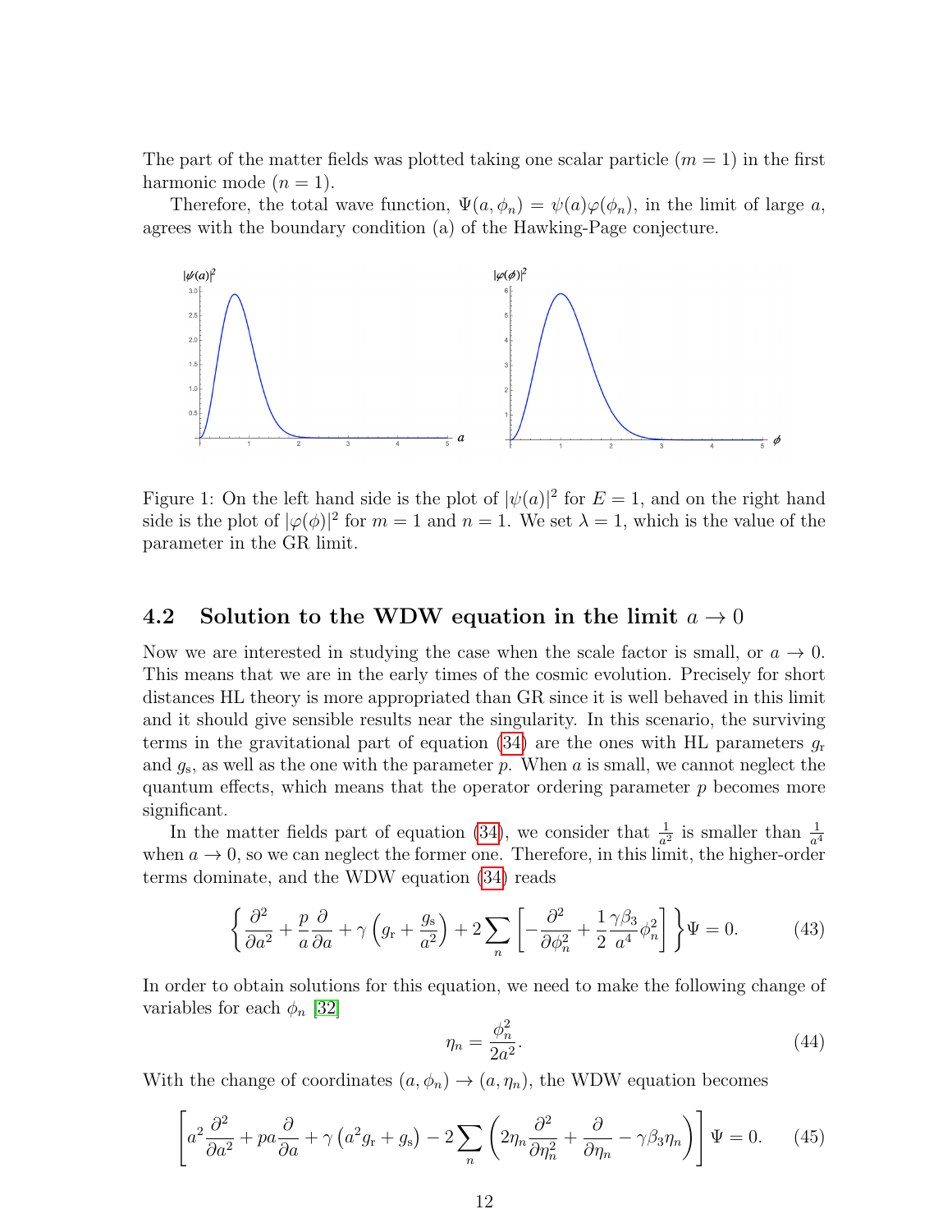The part of the matter fields was plotted taking one scalar particle ($m = 1$) in the first harmonic mode ($n = 1$).

Therefore, the total wave function, $\Psi(a, \phi_n) = \psi(a)\varphi(\phi_n)$, in the limit of large $a$, agrees with the boundary condition (a) of the Hawking-Page conjecture.

Figure 1: On the left hand side is the plot of $|\psi(a)|^2$ for $E = 1$, and on the right hand side is the plot of $|\varphi(\phi)|^2$ for $m = 1$ and $n = 1$. We set $\lambda = 1$, which is the value of the parameter in the GR limit.

## 4.2 Solution to the WDW equation in the limit $a \to 0$

Now we are interested in studying the case when the scale factor is small, or $a \to 0$. This means that we are in the early times of the cosmic evolution. Precisely for short distances HL theory is more appropriated than GR since it is well behaved in this limit and it should give sensible results near the singularity. In this scenario, the surviving terms in the gravitational part of equation (34) are the ones with HL parameters $g_\mathrm{r}$ and $g_\mathrm{s}$, as well as the one with the parameter $p$. When $a$ is small, we cannot neglect the quantum effects, which means that the operator ordering parameter $p$ becomes more significant.

In the matter fields part of equation (34), we consider that $\frac{1}{a^2}$ is smaller than $\frac{1}{a^4}$ when $a \to 0$, so we can neglect the former one. Therefore, in this limit, the higher-order terms dominate, and the WDW equation (34) reads

$$\left\{ \frac{\partial^2}{\partial a^2} + \frac{p}{a}\frac{\partial}{\partial a} + \gamma\left(g_\mathrm{r} + \frac{g_\mathrm{s}}{a^2}\right) + 2\sum_n \left[ -\frac{\partial^2}{\partial \phi_n^2} + \frac{1}{2}\frac{\gamma\beta_3}{a^4}\phi_n^2 \right] \right\}\Psi = 0. \tag{43}$$

In order to obtain solutions for this equation, we need to make the following change of variables for each $\phi_n$ [32]

$$\eta_n = \frac{\phi_n^2}{2a^2}. \tag{44}$$

With the change of coordinates $(a, \phi_n) \to (a, \eta_n)$, the WDW equation becomes

$$\left[ a^2\frac{\partial^2}{\partial a^2} + pa\frac{\partial}{\partial a} + \gamma\left(a^2 g_\mathrm{r} + g_\mathrm{s}\right) - 2\sum_n \left( 2\eta_n\frac{\partial^2}{\partial \eta_n^2} + \frac{\partial}{\partial \eta_n} - \gamma\beta_3\eta_n \right) \right]\Psi = 0. \tag{45}$$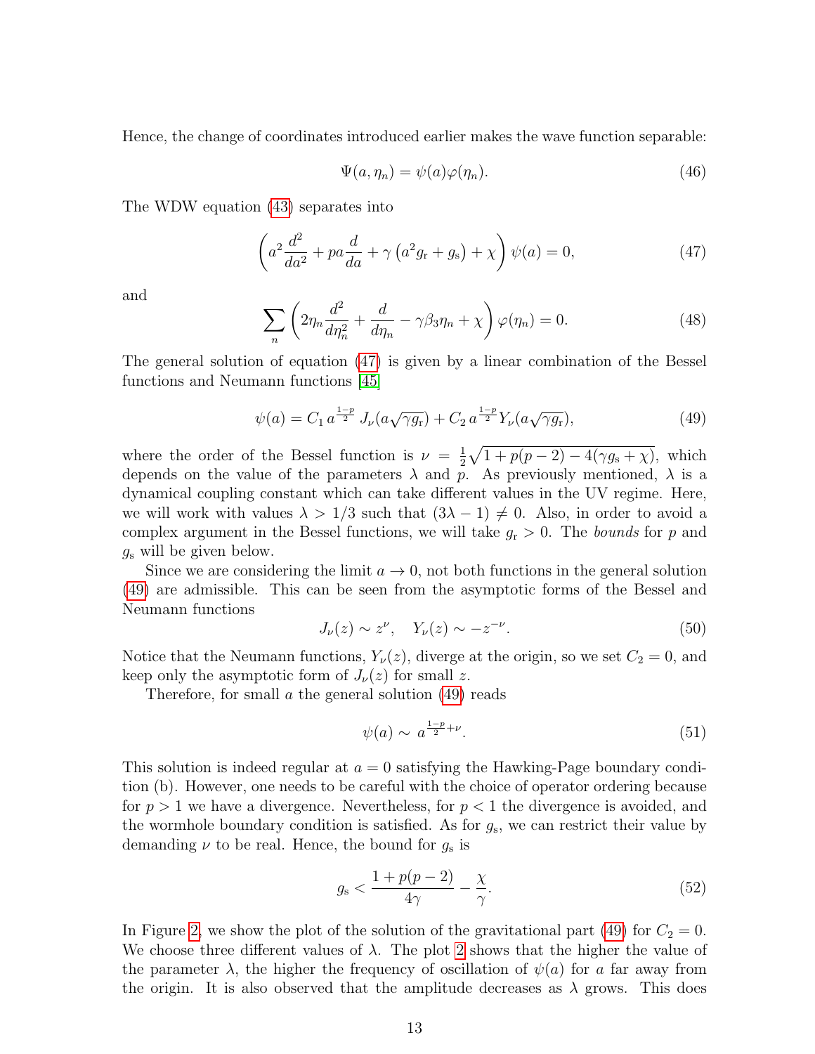Hence, the change of coordinates introduced earlier makes the wave function separable:

$$\Psi(a, \eta_n) = \psi(a)\varphi(\eta_n). \tag{46}$$

The WDW equation (43) separates into

$$\left(a^2 \frac{d^2}{da^2} + pa\frac{d}{da} + \gamma\left(a^2 g_{\rm r} + g_{\rm s}\right) + \chi\right)\psi(a) = 0, \tag{47}$$

and

$$\sum_n \left(2\eta_n \frac{d^2}{d\eta_n^2} + \frac{d}{d\eta_n} - \gamma\beta_3\eta_n + \chi\right)\varphi(\eta_n) = 0. \tag{48}$$

The general solution of equation (47) is given by a linear combination of the Bessel functions and Neumann functions [45]

$$\psi(a) = C_1\, a^{\frac{1-p}{2}}\, J_\nu(a\sqrt{\gamma g_{\rm r}}) + C_2\, a^{\frac{1-p}{2}} Y_\nu(a\sqrt{\gamma g_{\rm r}}), \tag{49}$$

where the order of the Bessel function is $\nu = \frac{1}{2}\sqrt{1 + p(p-2) - 4(\gamma g_{\rm s} + \chi)}$, which depends on the value of the parameters $\lambda$ and $p$. As previously mentioned, $\lambda$ is a dynamical coupling constant which can take different values in the UV regime. Here, we will work with values $\lambda > 1/3$ such that $(3\lambda - 1) \neq 0$. Also, in order to avoid a complex argument in the Bessel functions, we will take $g_{\rm r} > 0$. The *bounds* for $p$ and $g_{\rm s}$ will be given below.

Since we are considering the limit $a \to 0$, not both functions in the general solution (49) are admissible. This can be seen from the asymptotic forms of the Bessel and Neumann functions

$$J_\nu(z) \sim z^\nu, \quad Y_\nu(z) \sim -z^{-\nu}. \tag{50}$$

Notice that the Neumann functions, $Y_\nu(z)$, diverge at the origin, so we set $C_2 = 0$, and keep only the asymptotic form of $J_\nu(z)$ for small $z$.

Therefore, for small $a$ the general solution (49) reads

$$\psi(a) \sim a^{\frac{1-p}{2}+\nu}. \tag{51}$$

This solution is indeed regular at $a = 0$ satisfying the Hawking-Page boundary condition (b). However, one needs to be careful with the choice of operator ordering because for $p > 1$ we have a divergence. Nevertheless, for $p < 1$ the divergence is avoided, and the wormhole boundary condition is satisfied. As for $g_{\rm s}$, we can restrict their value by demanding $\nu$ to be real. Hence, the bound for $g_{\rm s}$ is

$$g_{\rm s} < \frac{1 + p(p-2)}{4\gamma} - \frac{\chi}{\gamma}. \tag{52}$$

In Figure 2, we show the plot of the solution of the gravitational part (49) for $C_2 = 0$. We choose three different values of $\lambda$. The plot 2 shows that the higher the value of the parameter $\lambda$, the higher the frequency of oscillation of $\psi(a)$ for $a$ far away from the origin. It is also observed that the amplitude decreases as $\lambda$ grows. This does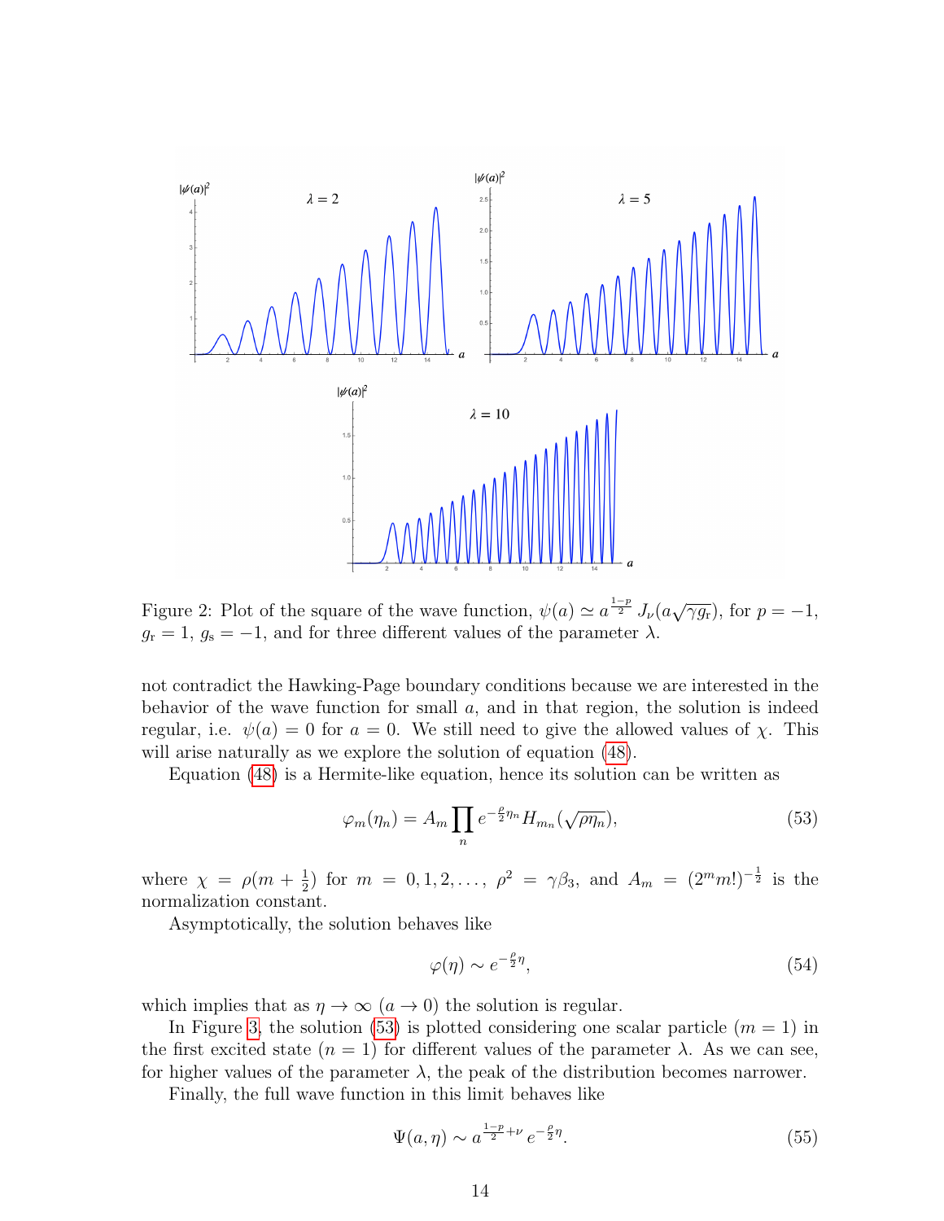Figure 2: Plot of the square of the wave function, $\psi(a) \simeq a^{\frac{1-p}{2}} J_\nu(a\sqrt{\gamma g_{\rm r}})$, for $p=-1$, $g_{\rm r}=1$, $g_{\rm s}=-1$, and for three different values of the parameter $\lambda$.

not contradict the Hawking-Page boundary conditions because we are interested in the behavior of the wave function for small $a$, and in that region, the solution is indeed regular, i.e. $\psi(a)=0$ for $a=0$. We still need to give the allowed values of $\chi$. This will arise naturally as we explore the solution of equation (48).

Equation (48) is a Hermite-like equation, hence its solution can be written as

$$\varphi_m(\eta_n) = A_m \prod_n e^{-\frac{\rho}{2}\eta_n} H_{m_n}(\sqrt{\rho\eta_n}), \tag{53}$$

where $\chi = \rho(m+\frac{1}{2})$ for $m=0,1,2,\ldots$, $\rho^2 = \gamma\beta_3$, and $A_m = (2^m m!)^{-\frac{1}{2}}$ is the normalization constant.

Asymptotically, the solution behaves like

$$\varphi(\eta) \sim e^{-\frac{\rho}{2}\eta}, \tag{54}$$

which implies that as $\eta\to\infty$ ($a\to 0$) the solution is regular.

In Figure 3, the solution (53) is plotted considering one scalar particle ($m=1$) in the first excited state ($n=1$) for different values of the parameter $\lambda$. As we can see, for higher values of the parameter $\lambda$, the peak of the distribution becomes narrower.

Finally, the full wave function in this limit behaves like

$$\Psi(a,\eta) \sim a^{\frac{1-p}{2}+\nu} e^{-\frac{\rho}{2}\eta}. \tag{55}$$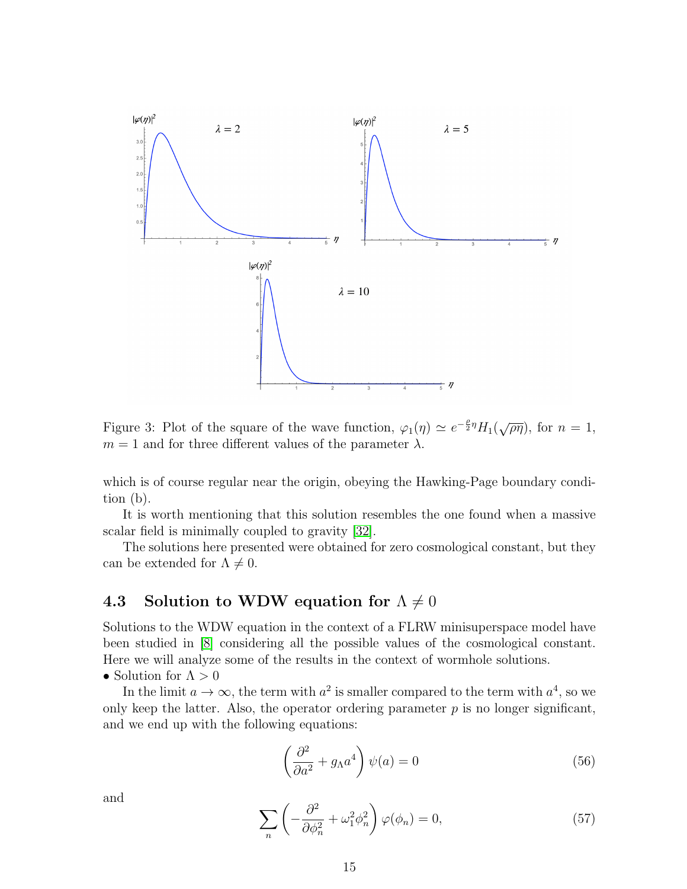Figure 3: Plot of the square of the wave function, $\varphi_1(\eta) \simeq e^{-\frac{\rho}{2}\eta} H_1(\sqrt{\rho\eta})$, for $n = 1$, $m = 1$ and for three different values of the parameter $\lambda$.

which is of course regular near the origin, obeying the Hawking-Page boundary condition (b).

It is worth mentioning that this solution resembles the one found when a massive scalar field is minimally coupled to gravity [32].

The solutions here presented were obtained for zero cosmological constant, but they can be extended for $\Lambda \neq 0$.

### 4.3 Solution to WDW equation for $\Lambda \neq 0$

Solutions to the WDW equation in the context of a FLRW minisuperspace model have been studied in [8] considering all the possible values of the cosmological constant. Here we will analyze some of the results in the context of wormhole solutions.

• Solution for $\Lambda > 0$

In the limit $a \to \infty$, the term with $a^2$ is smaller compared to the term with $a^4$, so we only keep the latter. Also, the operator ordering parameter $p$ is no longer significant, and we end up with the following equations:

$$\left( \frac{\partial^2}{\partial a^2} + g_\Lambda a^4 \right) \psi(a) = 0 \tag{56}$$

and

$$\sum_n \left( -\frac{\partial^2}{\partial \phi_n^2} + \omega_1^2 \phi_n^2 \right) \varphi(\phi_n) = 0, \tag{57}$$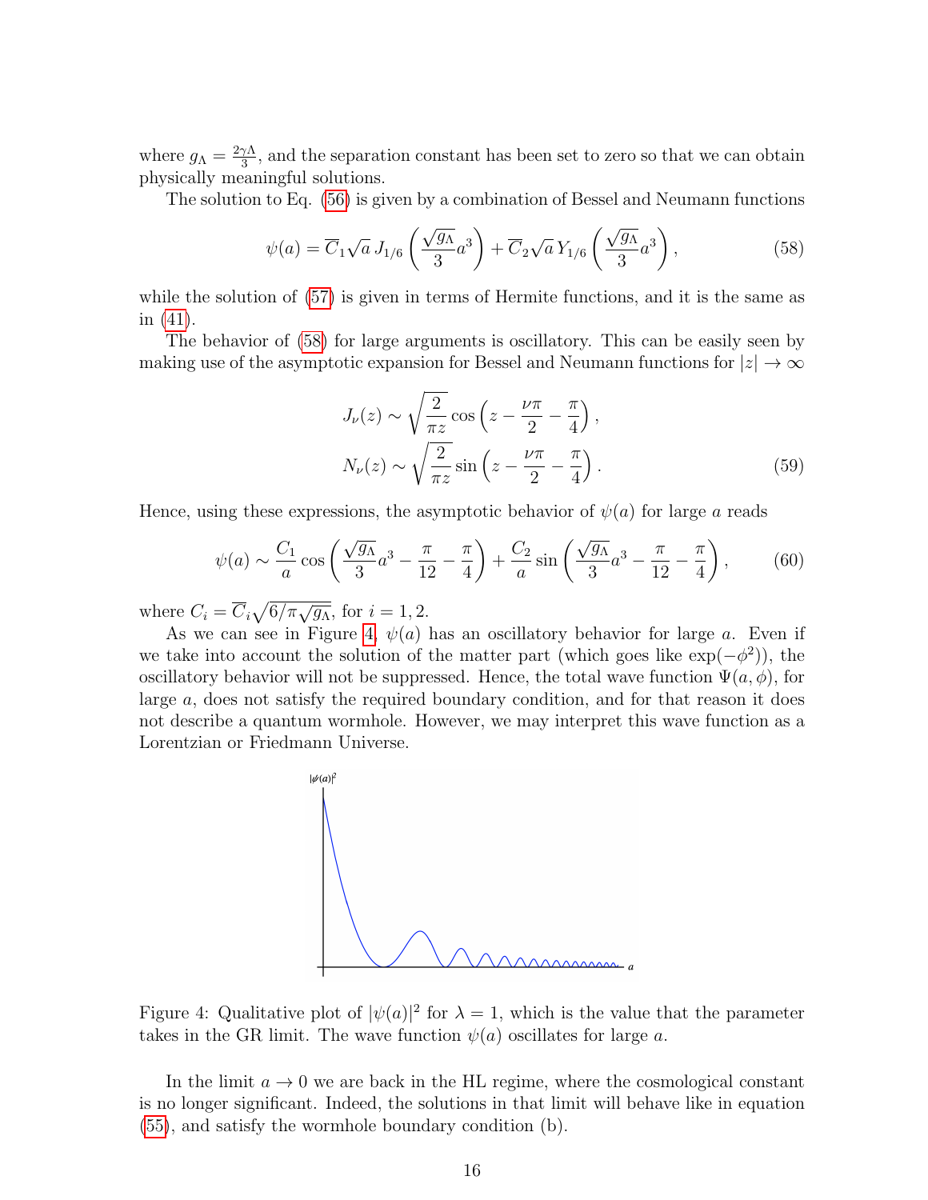where $g_\Lambda = \frac{2\gamma\Lambda}{3}$, and the separation constant has been set to zero so that we can obtain physically meaningful solutions.

The solution to Eq. (56) is given by a combination of Bessel and Neumann functions

$$\psi(a) = \overline{C}_1 \sqrt{a}\, J_{1/6}\left(\frac{\sqrt{g_\Lambda}}{3} a^3\right) + \overline{C}_2 \sqrt{a}\, Y_{1/6}\left(\frac{\sqrt{g_\Lambda}}{3} a^3\right), \tag{58}$$

while the solution of (57) is given in terms of Hermite functions, and it is the same as in (41).

The behavior of (58) for large arguments is oscillatory. This can be easily seen by making use of the asymptotic expansion for Bessel and Neumann functions for $|z| \to \infty$

$$\begin{aligned} J_\nu(z) &\sim \sqrt{\frac{2}{\pi z}} \cos\left(z - \frac{\nu\pi}{2} - \frac{\pi}{4}\right), \\ N_\nu(z) &\sim \sqrt{\frac{2}{\pi z}} \sin\left(z - \frac{\nu\pi}{2} - \frac{\pi}{4}\right). \end{aligned} \tag{59}$$

Hence, using these expressions, the asymptotic behavior of $\psi(a)$ for large $a$ reads

$$\psi(a) \sim \frac{C_1}{a} \cos\left(\frac{\sqrt{g_\Lambda}}{3} a^3 - \frac{\pi}{12} - \frac{\pi}{4}\right) + \frac{C_2}{a} \sin\left(\frac{\sqrt{g_\Lambda}}{3} a^3 - \frac{\pi}{12} - \frac{\pi}{4}\right), \tag{60}$$

where $C_i = \overline{C}_i \sqrt{6/\pi\sqrt{g_\Lambda}}$, for $i = 1, 2$.

As we can see in Figure 4, $\psi(a)$ has an oscillatory behavior for large $a$. Even if we take into account the solution of the matter part (which goes like $\exp(-\phi^2)$), the oscillatory behavior will not be suppressed. Hence, the total wave function $\Psi(a, \phi)$, for large $a$, does not satisfy the required boundary condition, and for that reason it does not describe a quantum wormhole. However, we may interpret this wave function as a Lorentzian or Friedmann Universe.

Figure 4: Qualitative plot of $|\psi(a)|^2$ for $\lambda = 1$, which is the value that the parameter takes in the GR limit. The wave function $\psi(a)$ oscillates for large $a$.

In the limit $a \to 0$ we are back in the HL regime, where the cosmological constant is no longer significant. Indeed, the solutions in that limit will behave like in equation (55), and satisfy the wormhole boundary condition (b).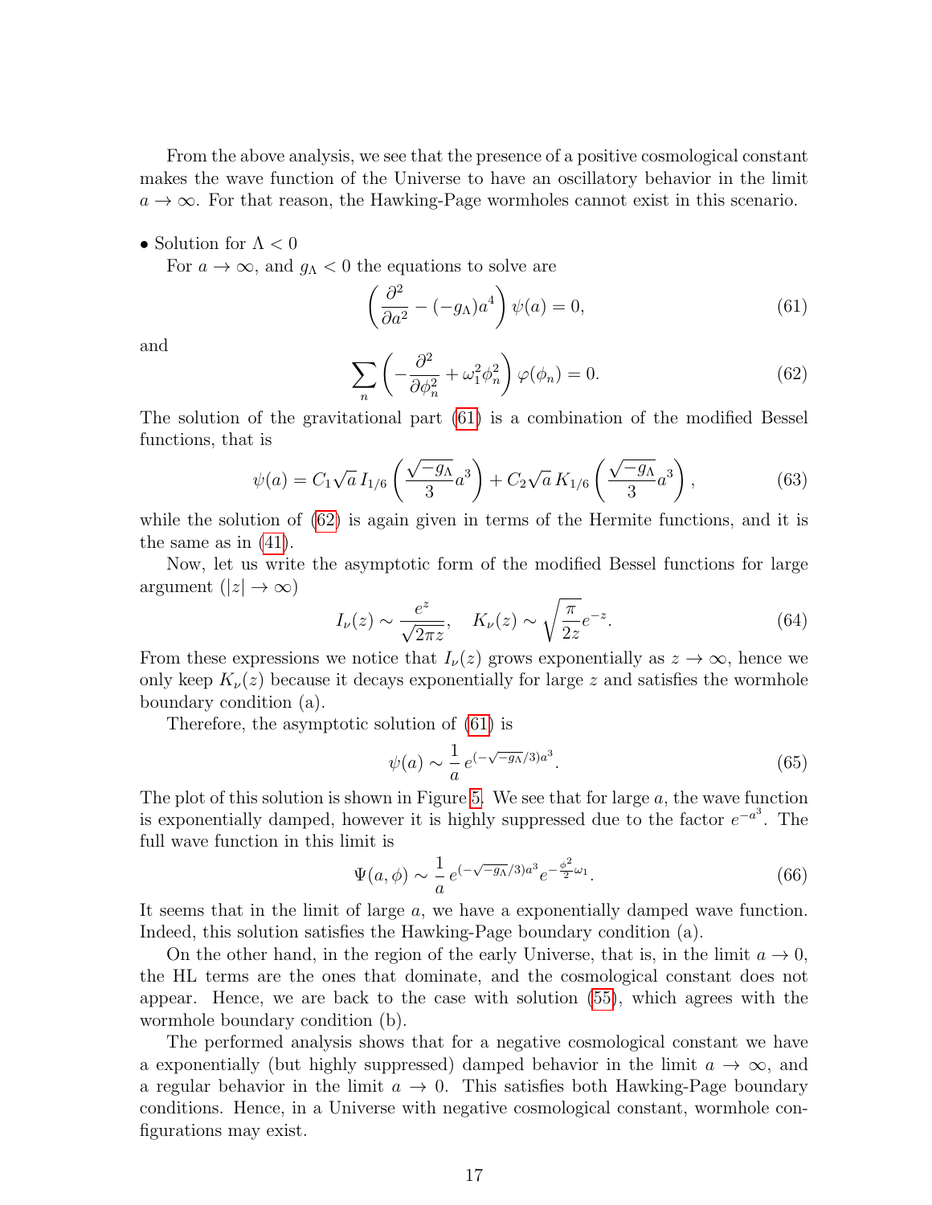From the above analysis, we see that the presence of a positive cosmological constant makes the wave function of the Universe to have an oscillatory behavior in the limit $a \to \infty$. For that reason, the Hawking-Page wormholes cannot exist in this scenario.

- Solution for $\Lambda < 0$

For $a \to \infty$, and $g_\Lambda < 0$ the equations to solve are

$$\left( \frac{\partial^2}{\partial a^2} - (-g_\Lambda) a^4 \right) \psi(a) = 0, \tag{61}$$

and

$$\sum_n \left( -\frac{\partial^2}{\partial \phi_n^2} + \omega_1^2 \phi_n^2 \right) \varphi(\phi_n) = 0. \tag{62}$$

The solution of the gravitational part (61) is a combination of the modified Bessel functions, that is

$$\psi(a) = C_1 \sqrt{a}\, I_{1/6}\left( \frac{\sqrt{-g_\Lambda}}{3} a^3 \right) + C_2 \sqrt{a}\, K_{1/6}\left( \frac{\sqrt{-g_\Lambda}}{3} a^3 \right), \tag{63}$$

while the solution of (62) is again given in terms of the Hermite functions, and it is the same as in (41).

Now, let us write the asymptotic form of the modified Bessel functions for large argument ($|z| \to \infty$)

$$I_\nu(z) \sim \frac{e^z}{\sqrt{2\pi z}}, \quad K_\nu(z) \sim \sqrt{\frac{\pi}{2z}} e^{-z}. \tag{64}$$

From these expressions we notice that $I_\nu(z)$ grows exponentially as $z \to \infty$, hence we only keep $K_\nu(z)$ because it decays exponentially for large $z$ and satisfies the wormhole boundary condition (a).

Therefore, the asymptotic solution of (61) is

$$\psi(a) \sim \frac{1}{a}\, e^{(-\sqrt{-g_\Lambda}/3)a^3}. \tag{65}$$

The plot of this solution is shown in Figure 5. We see that for large $a$, the wave function is exponentially damped, however it is highly suppressed due to the factor $e^{-a^3}$. The full wave function in this limit is

$$\Psi(a,\phi) \sim \frac{1}{a}\, e^{(-\sqrt{-g_\Lambda}/3)a^3} e^{-\frac{\phi^2}{2}\omega_1}. \tag{66}$$

It seems that in the limit of large $a$, we have a exponentially damped wave function. Indeed, this solution satisfies the Hawking-Page boundary condition (a).

On the other hand, in the region of the early Universe, that is, in the limit $a \to 0$, the HL terms are the ones that dominate, and the cosmological constant does not appear. Hence, we are back to the case with solution (55), which agrees with the wormhole boundary condition (b).

The performed analysis shows that for a negative cosmological constant we have a exponentially (but highly suppressed) damped behavior in the limit $a \to \infty$, and a regular behavior in the limit $a \to 0$. This satisfies both Hawking-Page boundary conditions. Hence, in a Universe with negative cosmological constant, wormhole configurations may exist.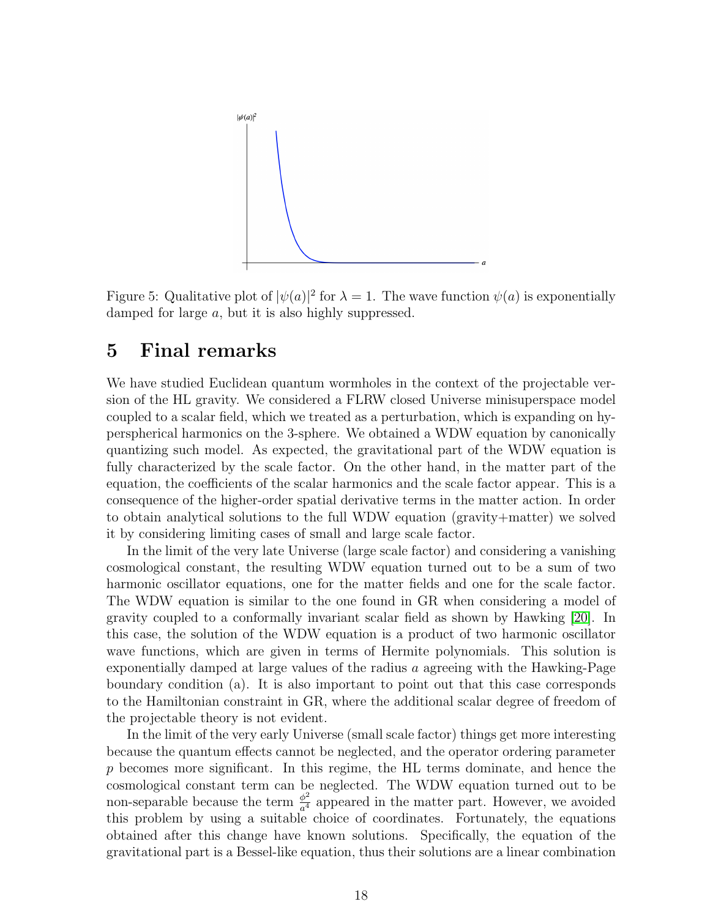Figure 5: Qualitative plot of $|\psi(a)|^2$ for $\lambda = 1$. The wave function $\psi(a)$ is exponentially damped for large $a$, but it is also highly suppressed.

# 5 Final remarks

We have studied Euclidean quantum wormholes in the context of the projectable version of the HL gravity. We considered a FLRW closed Universe minisuperspace model coupled to a scalar field, which we treated as a perturbation, which is expanding on hyperspherical harmonics on the 3-sphere. We obtained a WDW equation by canonically quantizing such model. As expected, the gravitational part of the WDW equation is fully characterized by the scale factor. On the other hand, in the matter part of the equation, the coefficients of the scalar harmonics and the scale factor appear. This is a consequence of the higher-order spatial derivative terms in the matter action. In order to obtain analytical solutions to the full WDW equation (gravity+matter) we solved it by considering limiting cases of small and large scale factor.

In the limit of the very late Universe (large scale factor) and considering a vanishing cosmological constant, the resulting WDW equation turned out to be a sum of two harmonic oscillator equations, one for the matter fields and one for the scale factor. The WDW equation is similar to the one found in GR when considering a model of gravity coupled to a conformally invariant scalar field as shown by Hawking [20]. In this case, the solution of the WDW equation is a product of two harmonic oscillator wave functions, which are given in terms of Hermite polynomials. This solution is exponentially damped at large values of the radius $a$ agreeing with the Hawking-Page boundary condition (a). It is also important to point out that this case corresponds to the Hamiltonian constraint in GR, where the additional scalar degree of freedom of the projectable theory is not evident.

In the limit of the very early Universe (small scale factor) things get more interesting because the quantum effects cannot be neglected, and the operator ordering parameter $p$ becomes more significant. In this regime, the HL terms dominate, and hence the cosmological constant term can be neglected. The WDW equation turned out to be non-separable because the term $\frac{\phi^2}{a^4}$ appeared in the matter part. However, we avoided this problem by using a suitable choice of coordinates. Fortunately, the equations obtained after this change have known solutions. Specifically, the equation of the gravitational part is a Bessel-like equation, thus their solutions are a linear combination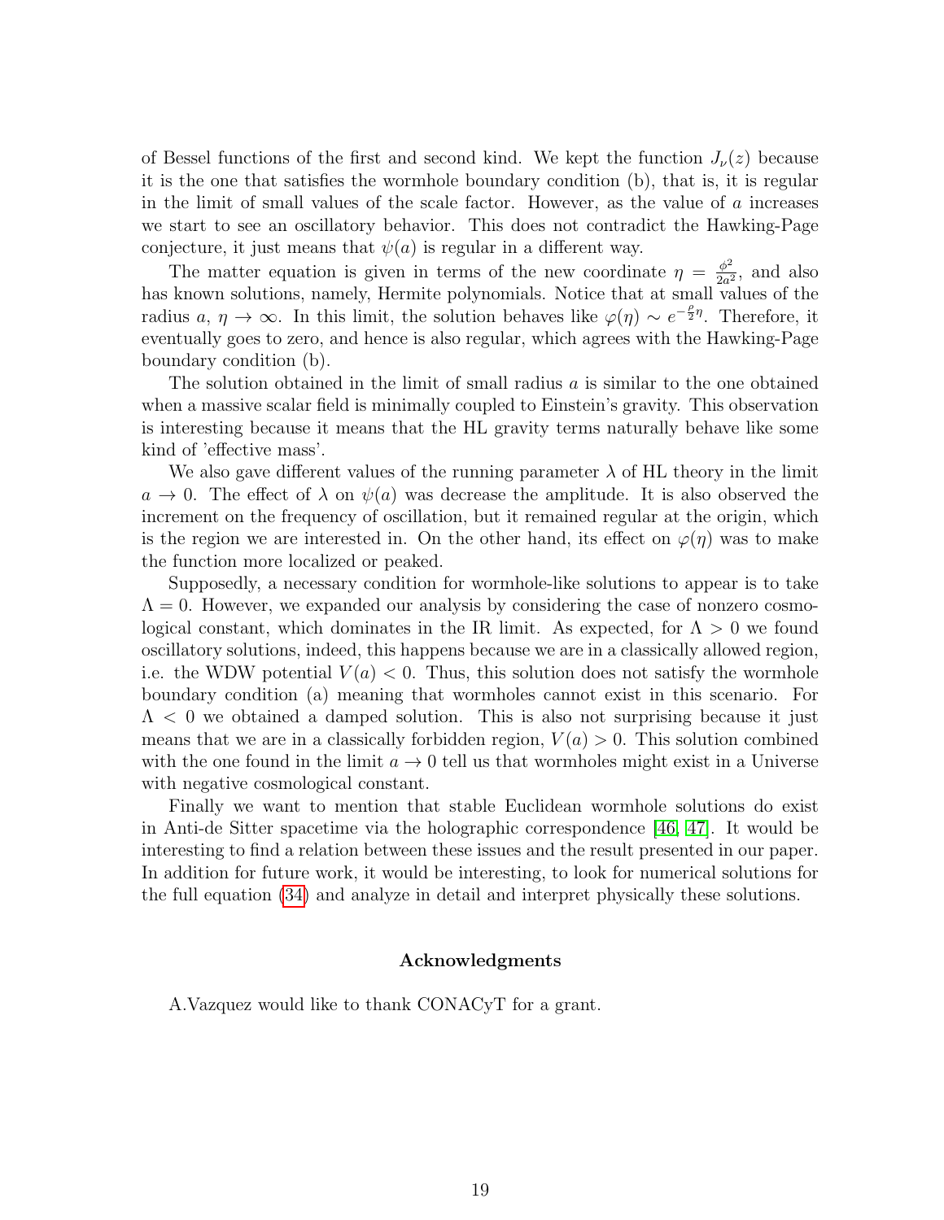of Bessel functions of the first and second kind. We kept the function $J_\nu(z)$ because it is the one that satisfies the wormhole boundary condition (b), that is, it is regular in the limit of small values of the scale factor. However, as the value of $a$ increases we start to see an oscillatory behavior. This does not contradict the Hawking-Page conjecture, it just means that $\psi(a)$ is regular in a different way.

The matter equation is given in terms of the new coordinate $\eta = \frac{\phi^2}{2a^2}$, and also has known solutions, namely, Hermite polynomials. Notice that at small values of the radius $a$, $\eta \to \infty$. In this limit, the solution behaves like $\varphi(\eta) \sim e^{-\frac{\rho}{2}\eta}$. Therefore, it eventually goes to zero, and hence is also regular, which agrees with the Hawking-Page boundary condition (b).

The solution obtained in the limit of small radius $a$ is similar to the one obtained when a massive scalar field is minimally coupled to Einstein's gravity. This observation is interesting because it means that the HL gravity terms naturally behave like some kind of 'effective mass'.

We also gave different values of the running parameter $\lambda$ of HL theory in the limit $a \to 0$. The effect of $\lambda$ on $\psi(a)$ was decrease the amplitude. It is also observed the increment on the frequency of oscillation, but it remained regular at the origin, which is the region we are interested in. On the other hand, its effect on $\varphi(\eta)$ was to make the function more localized or peaked.

Supposedly, a necessary condition for wormhole-like solutions to appear is to take $\Lambda = 0$. However, we expanded our analysis by considering the case of nonzero cosmological constant, which dominates in the IR limit. As expected, for $\Lambda > 0$ we found oscillatory solutions, indeed, this happens because we are in a classically allowed region, i.e. the WDW potential $V(a) < 0$. Thus, this solution does not satisfy the wormhole boundary condition (a) meaning that wormholes cannot exist in this scenario. For $\Lambda < 0$ we obtained a damped solution. This is also not surprising because it just means that we are in a classically forbidden region, $V(a) > 0$. This solution combined with the one found in the limit $a \to 0$ tell us that wormholes might exist in a Universe with negative cosmological constant.

Finally we want to mention that stable Euclidean wormhole solutions do exist in Anti-de Sitter spacetime via the holographic correspondence [46, 47]. It would be interesting to find a relation between these issues and the result presented in our paper. In addition for future work, it would be interesting, to look for numerical solutions for the full equation (34) and analyze in detail and interpret physically these solutions.

### Acknowledgments

A.Vazquez would like to thank CONACyT for a grant.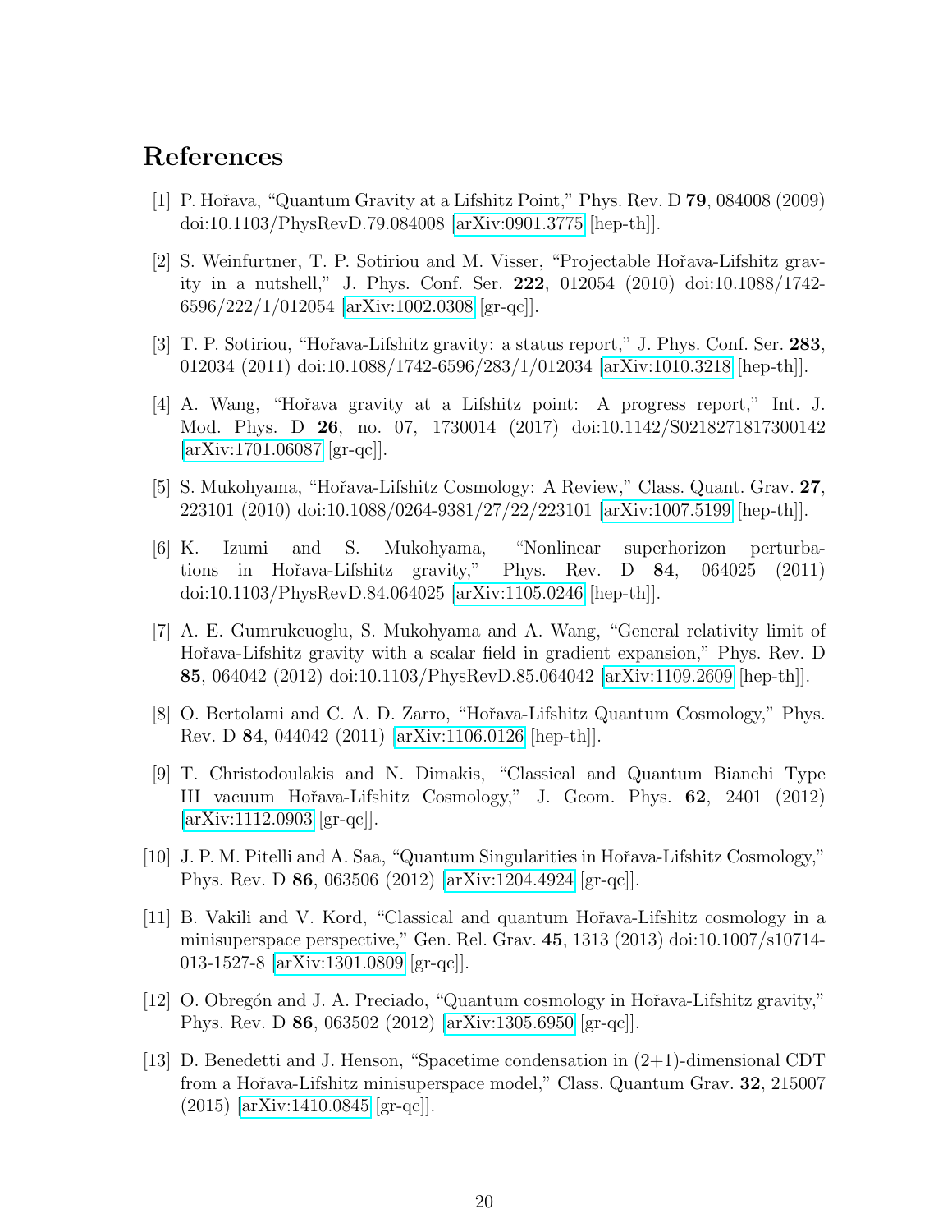## References

[1] P. Hořava, "Quantum Gravity at a Lifshitz Point," Phys. Rev. D **79**, 084008 (2009) doi:10.1103/PhysRevD.79.084008 [arXiv:0901.3775 [hep-th]].

[2] S. Weinfurtner, T. P. Sotiriou and M. Visser, "Projectable Hořava-Lifshitz gravity in a nutshell," J. Phys. Conf. Ser. **222**, 012054 (2010) doi:10.1088/1742-6596/222/1/012054 [arXiv:1002.0308 [gr-qc]].

[3] T. P. Sotiriou, "Hořava-Lifshitz gravity: a status report," J. Phys. Conf. Ser. **283**, 012034 (2011) doi:10.1088/1742-6596/283/1/012034 [arXiv:1010.3218 [hep-th]].

[4] A. Wang, "Hořava gravity at a Lifshitz point: A progress report," Int. J. Mod. Phys. D **26**, no. 07, 1730014 (2017) doi:10.1142/S0218271817300142 [arXiv:1701.06087 [gr-qc]].

[5] S. Mukohyama, "Hořava-Lifshitz Cosmology: A Review," Class. Quant. Grav. **27**, 223101 (2010) doi:10.1088/0264-9381/27/22/223101 [arXiv:1007.5199 [hep-th]].

[6] K. Izumi and S. Mukohyama, "Nonlinear superhorizon perturbations in Hořava-Lifshitz gravity," Phys. Rev. D **84**, 064025 (2011) doi:10.1103/PhysRevD.84.064025 [arXiv:1105.0246 [hep-th]].

[7] A. E. Gumrukcuoglu, S. Mukohyama and A. Wang, "General relativity limit of Hořava-Lifshitz gravity with a scalar field in gradient expansion," Phys. Rev. D **85**, 064042 (2012) doi:10.1103/PhysRevD.85.064042 [arXiv:1109.2609 [hep-th]].

[8] O. Bertolami and C. A. D. Zarro, "Hořava-Lifshitz Quantum Cosmology," Phys. Rev. D **84**, 044042 (2011) [arXiv:1106.0126 [hep-th]].

[9] T. Christodoulakis and N. Dimakis, "Classical and Quantum Bianchi Type III vacuum Hořava-Lifshitz Cosmology," J. Geom. Phys. **62**, 2401 (2012) [arXiv:1112.0903 [gr-qc]].

[10] J. P. M. Pitelli and A. Saa, "Quantum Singularities in Hořava-Lifshitz Cosmology," Phys. Rev. D **86**, 063506 (2012) [arXiv:1204.4924 [gr-qc]].

[11] B. Vakili and V. Kord, "Classical and quantum Hořava-Lifshitz cosmology in a minisuperspace perspective," Gen. Rel. Grav. **45**, 1313 (2013) doi:10.1007/s10714-013-1527-8 [arXiv:1301.0809 [gr-qc]].

[12] O. Obregón and J. A. Preciado, "Quantum cosmology in Hořava-Lifshitz gravity," Phys. Rev. D **86**, 063502 (2012) [arXiv:1305.6950 [gr-qc]].

[13] D. Benedetti and J. Henson, "Spacetime condensation in (2+1)-dimensional CDT from a Hořava-Lifshitz minisuperspace model," Class. Quantum Grav. **32**, 215007 (2015) [arXiv:1410.0845 [gr-qc]].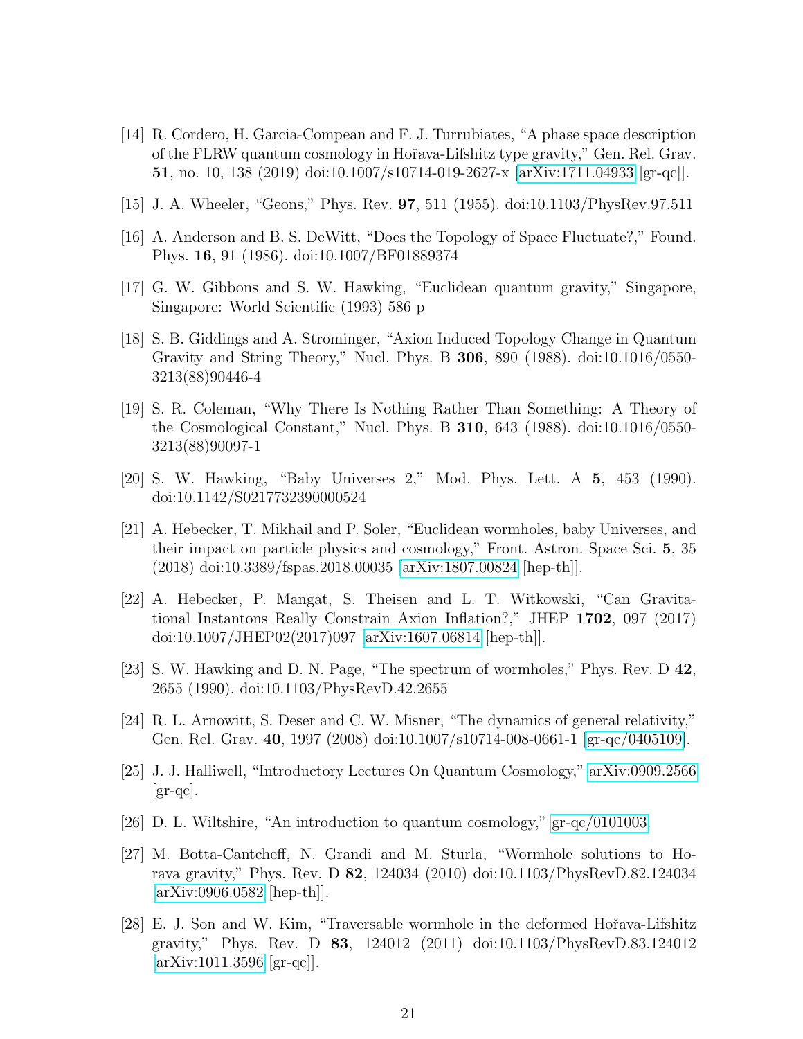[14] R. Cordero, H. Garcia-Compean and F. J. Turrubiates, "A phase space description of the FLRW quantum cosmology in Hořava-Lifshitz type gravity," Gen. Rel. Grav. **51**, no. 10, 138 (2019) doi:10.1007/s10714-019-2627-x [arXiv:1711.04933 [gr-qc]].

[15] J. A. Wheeler, "Geons," Phys. Rev. **97**, 511 (1955). doi:10.1103/PhysRev.97.511

[16] A. Anderson and B. S. DeWitt, "Does the Topology of Space Fluctuate?," Found. Phys. **16**, 91 (1986). doi:10.1007/BF01889374

[17] G. W. Gibbons and S. W. Hawking, "Euclidean quantum gravity," Singapore, Singapore: World Scientific (1993) 586 p

[18] S. B. Giddings and A. Strominger, "Axion Induced Topology Change in Quantum Gravity and String Theory," Nucl. Phys. B **306**, 890 (1988). doi:10.1016/0550-3213(88)90446-4

[19] S. R. Coleman, "Why There Is Nothing Rather Than Something: A Theory of the Cosmological Constant," Nucl. Phys. B **310**, 643 (1988). doi:10.1016/0550-3213(88)90097-1

[20] S. W. Hawking, "Baby Universes 2," Mod. Phys. Lett. A **5**, 453 (1990). doi:10.1142/S0217732390000524

[21] A. Hebecker, T. Mikhail and P. Soler, "Euclidean wormholes, baby Universes, and their impact on particle physics and cosmology," Front. Astron. Space Sci. **5**, 35 (2018) doi:10.3389/fspas.2018.00035 [arXiv:1807.00824 [hep-th]].

[22] A. Hebecker, P. Mangat, S. Theisen and L. T. Witkowski, "Can Gravitational Instantons Really Constrain Axion Inflation?," JHEP **1702**, 097 (2017) doi:10.1007/JHEP02(2017)097 [arXiv:1607.06814 [hep-th]].

[23] S. W. Hawking and D. N. Page, "The spectrum of wormholes," Phys. Rev. D **42**, 2655 (1990). doi:10.1103/PhysRevD.42.2655

[24] R. L. Arnowitt, S. Deser and C. W. Misner, "The dynamics of general relativity," Gen. Rel. Grav. **40**, 1997 (2008) doi:10.1007/s10714-008-0661-1 [gr-qc/0405109].

[25] J. J. Halliwell, "Introductory Lectures On Quantum Cosmology," arXiv:0909.2566 [gr-qc].

[26] D. L. Wiltshire, "An introduction to quantum cosmology," gr-qc/0101003.

[27] M. Botta-Cantcheff, N. Grandi and M. Sturla, "Wormhole solutions to Horava gravity," Phys. Rev. D **82**, 124034 (2010) doi:10.1103/PhysRevD.82.124034 [arXiv:0906.0582 [hep-th]].

[28] E. J. Son and W. Kim, "Traversable wormhole in the deformed Hořava-Lifshitz gravity," Phys. Rev. D **83**, 124012 (2011) doi:10.1103/PhysRevD.83.124012 [arXiv:1011.3596 [gr-qc]].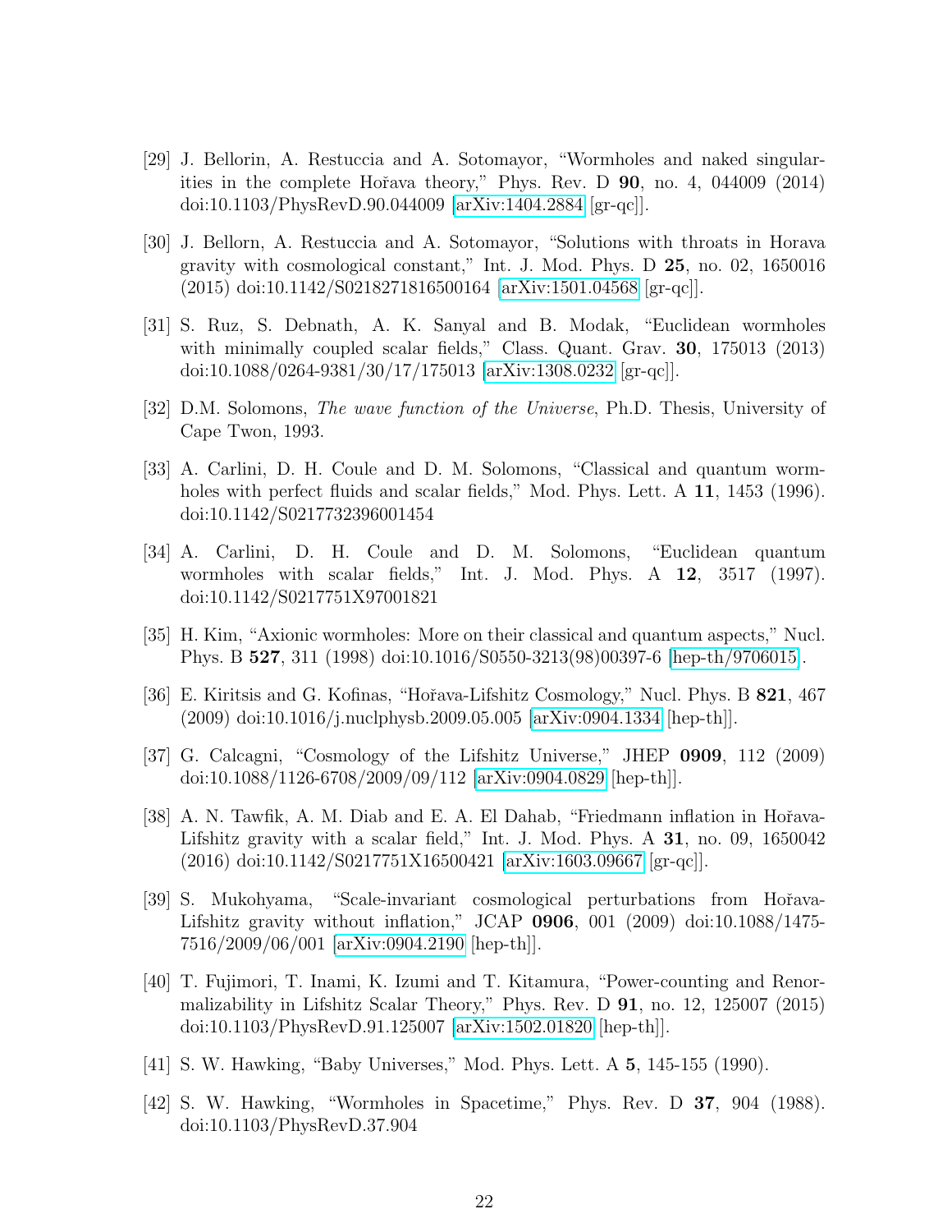[29] J. Bellorin, A. Restuccia and A. Sotomayor, "Wormholes and naked singularities in the complete Hořava theory," Phys. Rev. D **90**, no. 4, 044009 (2014) doi:10.1103/PhysRevD.90.044009 [arXiv:1404.2884 [gr-qc]].

[30] J. Bellorn, A. Restuccia and A. Sotomayor, "Solutions with throats in Horava gravity with cosmological constant," Int. J. Mod. Phys. D **25**, no. 02, 1650016 (2015) doi:10.1142/S0218271816500164 [arXiv:1501.04568 [gr-qc]].

[31] S. Ruz, S. Debnath, A. K. Sanyal and B. Modak, "Euclidean wormholes with minimally coupled scalar fields," Class. Quant. Grav. **30**, 175013 (2013) doi:10.1088/0264-9381/30/17/175013 [arXiv:1308.0232 [gr-qc]].

[32] D.M. Solomons, *The wave function of the Universe*, Ph.D. Thesis, University of Cape Twon, 1993.

[33] A. Carlini, D. H. Coule and D. M. Solomons, "Classical and quantum wormholes with perfect fluids and scalar fields," Mod. Phys. Lett. A **11**, 1453 (1996). doi:10.1142/S0217732396001454

[34] A. Carlini, D. H. Coule and D. M. Solomons, "Euclidean quantum wormholes with scalar fields," Int. J. Mod. Phys. A **12**, 3517 (1997). doi:10.1142/S0217751X97001821

[35] H. Kim, "Axionic wormholes: More on their classical and quantum aspects," Nucl. Phys. B **527**, 311 (1998) doi:10.1016/S0550-3213(98)00397-6 [hep-th/9706015].

[36] E. Kiritsis and G. Kofinas, "Hořava-Lifshitz Cosmology," Nucl. Phys. B **821**, 467 (2009) doi:10.1016/j.nuclphysb.2009.05.005 [arXiv:0904.1334 [hep-th]].

[37] G. Calcagni, "Cosmology of the Lifshitz Universe," JHEP **0909**, 112 (2009) doi:10.1088/1126-6708/2009/09/112 [arXiv:0904.0829 [hep-th]].

[38] A. N. Tawfik, A. M. Diab and E. A. El Dahab, "Friedmann inflation in Hořava-Lifshitz gravity with a scalar field," Int. J. Mod. Phys. A **31**, no. 09, 1650042 (2016) doi:10.1142/S0217751X16500421 [arXiv:1603.09667 [gr-qc]].

[39] S. Mukohyama, "Scale-invariant cosmological perturbations from Hořava-Lifshitz gravity without inflation," JCAP **0906**, 001 (2009) doi:10.1088/1475-7516/2009/06/001 [arXiv:0904.2190 [hep-th]].

[40] T. Fujimori, T. Inami, K. Izumi and T. Kitamura, "Power-counting and Renormalizability in Lifshitz Scalar Theory," Phys. Rev. D **91**, no. 12, 125007 (2015) doi:10.1103/PhysRevD.91.125007 [arXiv:1502.01820 [hep-th]].

[41] S. W. Hawking, "Baby Universes," Mod. Phys. Lett. A **5**, 145-155 (1990).

[42] S. W. Hawking, "Wormholes in Spacetime," Phys. Rev. D **37**, 904 (1988). doi:10.1103/PhysRevD.37.904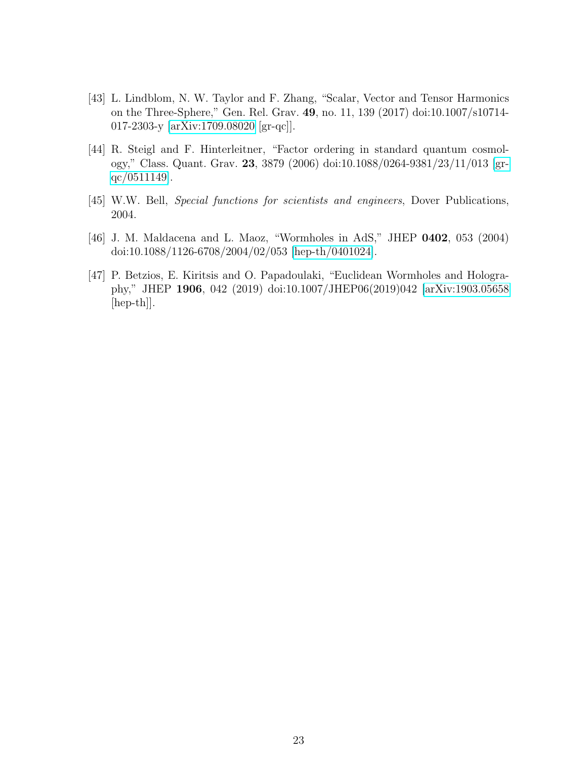[43] L. Lindblom, N. W. Taylor and F. Zhang, "Scalar, Vector and Tensor Harmonics on the Three-Sphere," Gen. Rel. Grav. **49**, no. 11, 139 (2017) doi:10.1007/s10714-017-2303-y [arXiv:1709.08020 [gr-qc]].

[44] R. Steigl and F. Hinterleitner, "Factor ordering in standard quantum cosmology," Class. Quant. Grav. **23**, 3879 (2006) doi:10.1088/0264-9381/23/11/013 [gr-qc/0511149].

[45] W.W. Bell, *Special functions for scientists and engineers*, Dover Publications, 2004.

[46] J. M. Maldacena and L. Maoz, "Wormholes in AdS," JHEP **0402**, 053 (2004) doi:10.1088/1126-6708/2004/02/053 [hep-th/0401024].

[47] P. Betzios, E. Kiritsis and O. Papadoulaki, "Euclidean Wormholes and Holography," JHEP **1906**, 042 (2019) doi:10.1007/JHEP06(2019)042 [arXiv:1903.05658 [hep-th]].